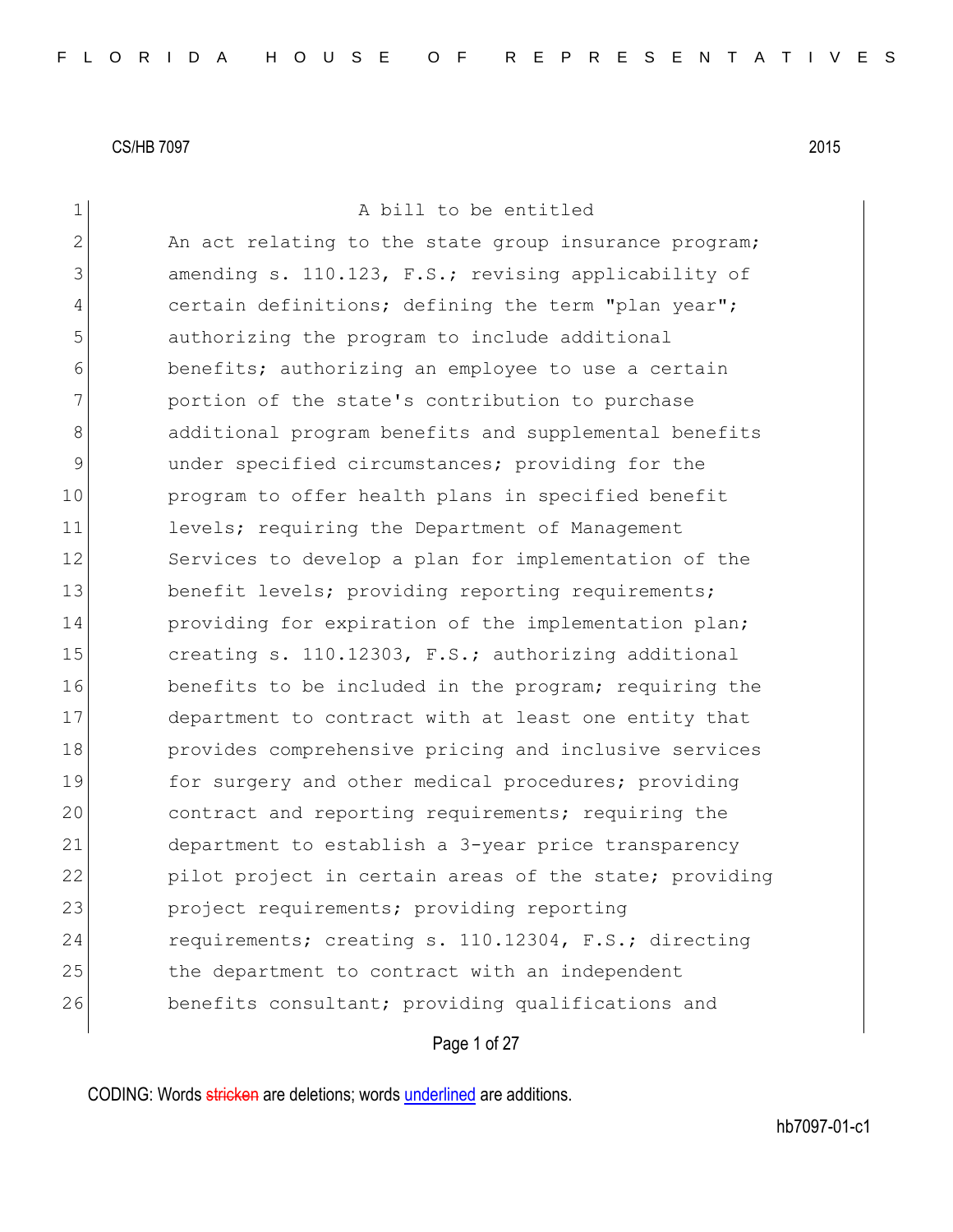CS/HB 7097 2015

A bill to be entitled

An act relating to the state group insurance program; amending s. 110.123, F.S.; revising applicability of certain definitions; defining the term "plan year"; authorizing the program to include additional benefits; authorizing an employee to use a certain portion of the state's contribution to purchase additional program benefits and supplemental benefits under specified circumstances; providing for the program to offer health plans in specified benefit levels; requiring the Department of Management Services to develop a plan for implementation of the benefit levels; providing reporting requirements; providing for expiration of the implementation plan; creating s. 110.12303, F.S.; authorizing additional benefits to be included in the program; requiring the department to contract with at least one entity that provides comprehensive pricing and inclusive services for surgery and other medical procedures; providing contract and reporting requirements; requiring the department to establish a 3-year price transparency pilot project in certain areas of the state; providing project requirements; providing reporting requirements; creating s. 110.12304, F.S.; directing the department to contract with an independent benefits consultant; providing qualifications and

CODING: Words stricken are deletions; words underlined are additions.

hb7097-01-c1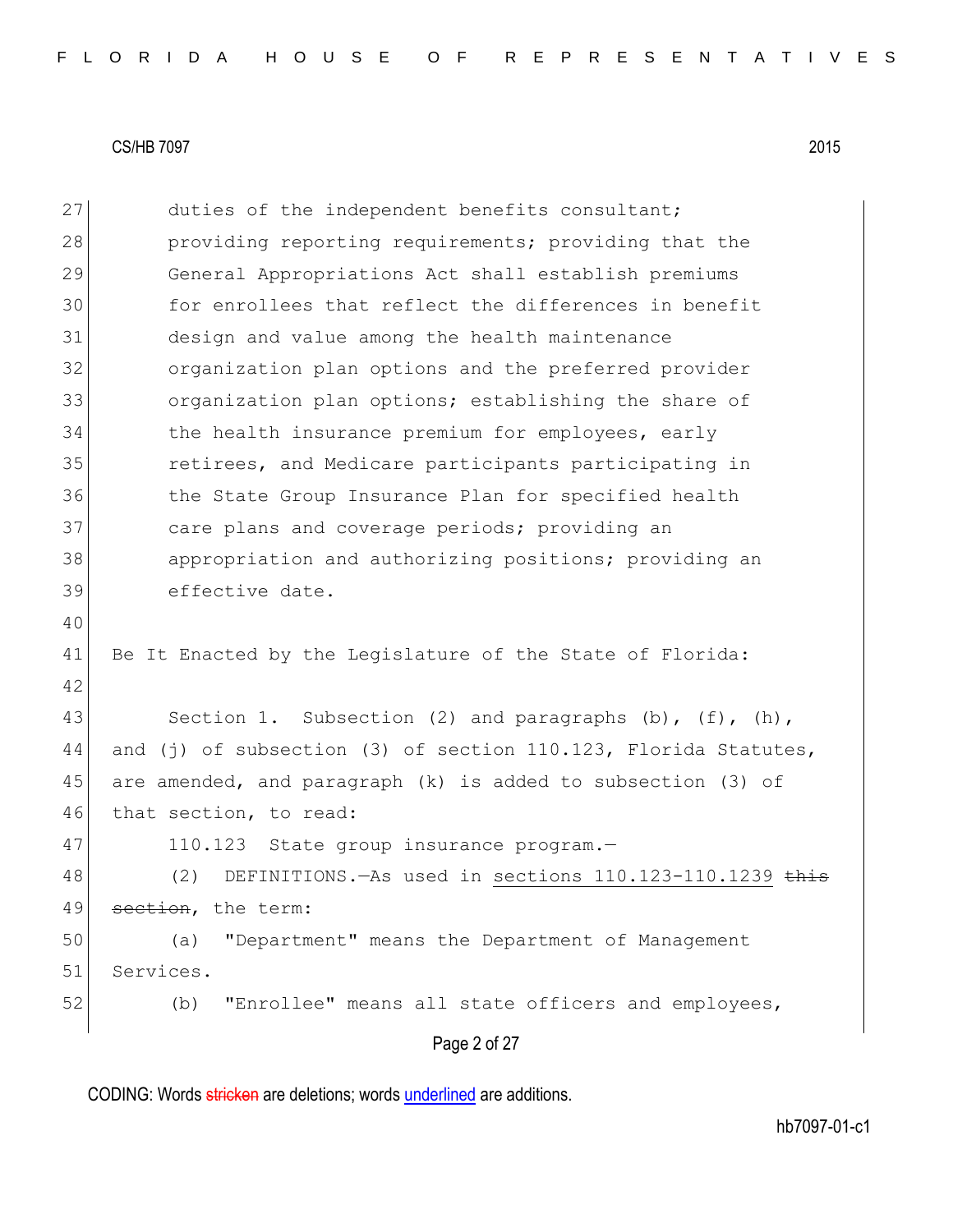duties of the independent benefits consultant; providing reporting requirements; providing that the General Appropriations Act shall establish premiums for enrollees that reflect the differences in benefit design and value among the health maintenance organization plan options and the preferred provider organization plan options; establishing the share of the health insurance premium for employees, early retirees, and Medicare participants participating in the State Group Insurance Plan for specified health care plans and coverage periods; providing an appropriation and authorizing positions; providing an effective date.

Be It Enacted by the Legislature of the State of Florida:

Section 1. Subsection (2) and paragraphs (b), (f), (h), and (j) of subsection (3) of section 110.123, Florida Statutes, are amended, and paragraph (k) is added to subsection (3) of that section, to read:

110.123 State group insurance program.—

(2) DEFINITIONS.—As used in <u>sections 110.123-110.1239</u> ~~this section~~, the term:

(a) "Department" means the Department of Management Services.

(b) "Enrollee" means all state officers and employees,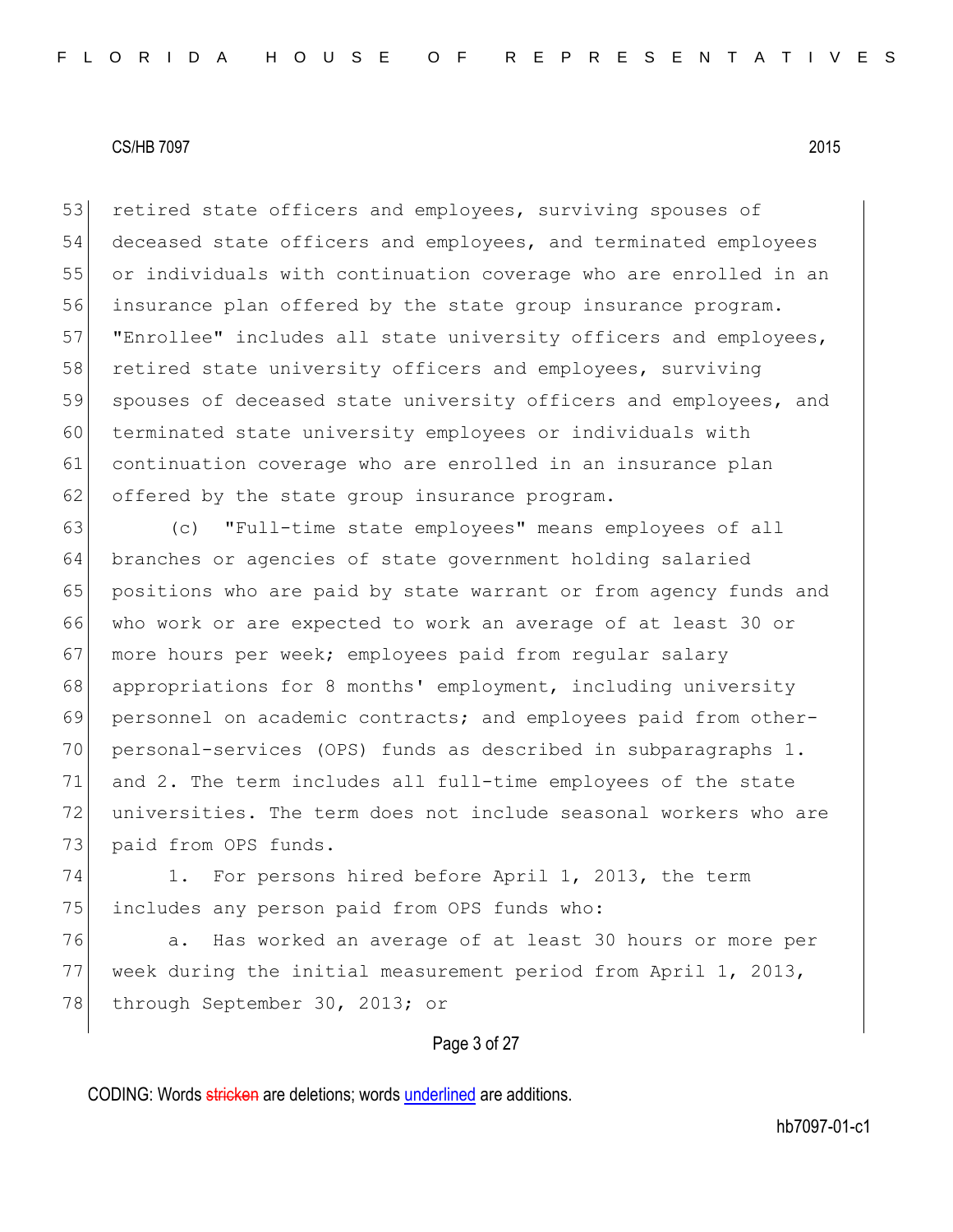retired state officers and employees, surviving spouses of deceased state officers and employees, and terminated employees or individuals with continuation coverage who are enrolled in an insurance plan offered by the state group insurance program. "Enrollee" includes all state university officers and employees, retired state university officers and employees, surviving spouses of deceased state university officers and employees, and terminated state university employees or individuals with continuation coverage who are enrolled in an insurance plan offered by the state group insurance program.

(c) "Full-time state employees" means employees of all branches or agencies of state government holding salaried positions who are paid by state warrant or from agency funds and who work or are expected to work an average of at least 30 or more hours per week; employees paid from regular salary appropriations for 8 months' employment, including university personnel on academic contracts; and employees paid from other-personal-services (OPS) funds as described in subparagraphs 1. and 2. The term includes all full-time employees of the state universities. The term does not include seasonal workers who are paid from OPS funds.

1. For persons hired before April 1, 2013, the term includes any person paid from OPS funds who:

a. Has worked an average of at least 30 hours or more per week during the initial measurement period from April 1, 2013, through September 30, 2013; or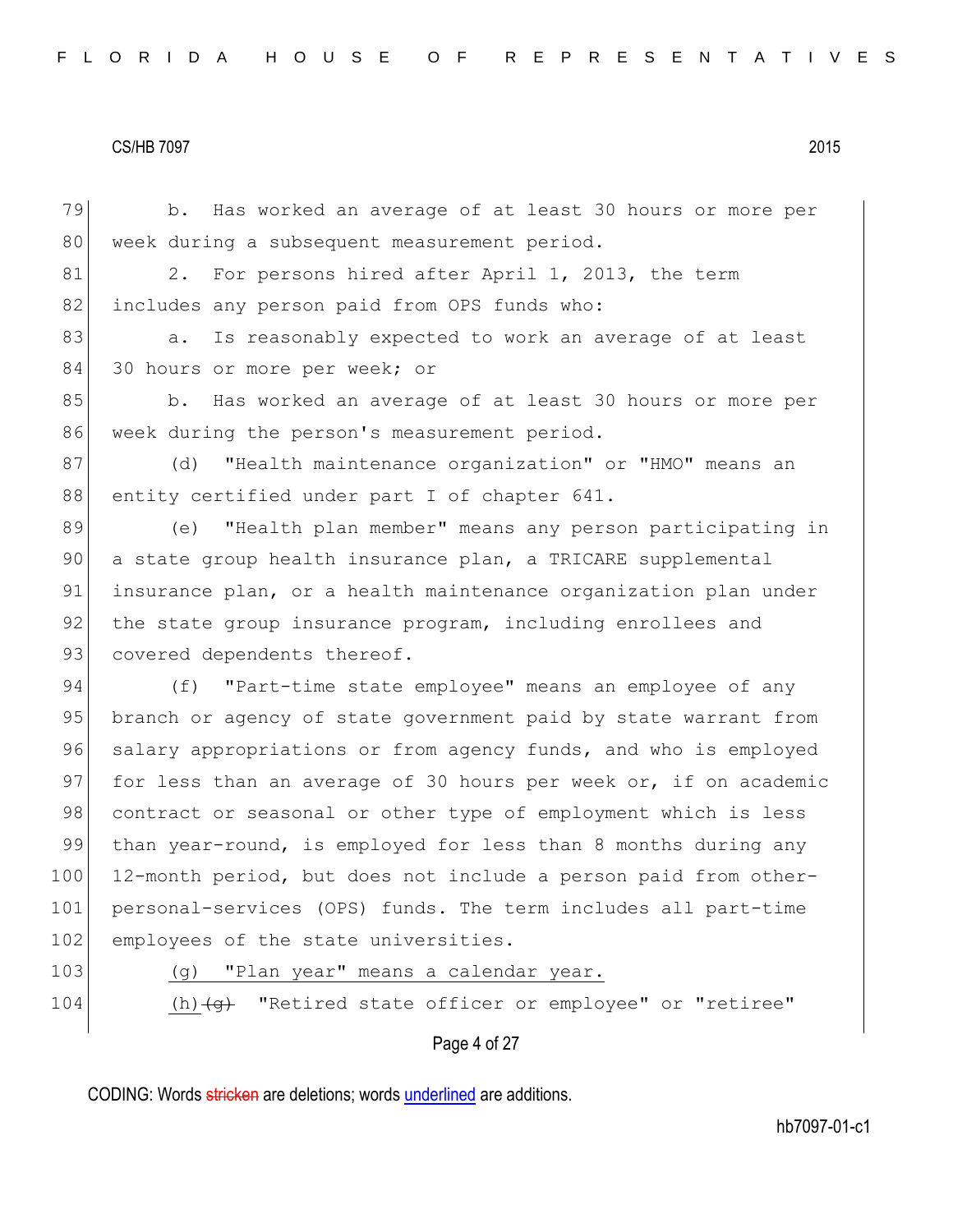b. Has worked an average of at least 30 hours or more per week during a subsequent measurement period.

2. For persons hired after April 1, 2013, the term includes any person paid from OPS funds who:

a. Is reasonably expected to work an average of at least 30 hours or more per week; or

b. Has worked an average of at least 30 hours or more per week during the person's measurement period.

(d) "Health maintenance organization" or "HMO" means an entity certified under part I of chapter 641.

(e) "Health plan member" means any person participating in a state group health insurance plan, a TRICARE supplemental insurance plan, or a health maintenance organization plan under the state group insurance program, including enrollees and covered dependents thereof.

(f) "Part-time state employee" means an employee of any branch or agency of state government paid by state warrant from salary appropriations or from agency funds, and who is employed for less than an average of 30 hours per week or, if on academic contract or seasonal or other type of employment which is less than year-round, is employed for less than 8 months during any 12-month period, but does not include a person paid from other-personal-services (OPS) funds. The term includes all part-time employees of the state universities.

(g) "Plan year" means a calendar year.

(h) ~~(g)~~ "Retired state officer or employee" or "retiree"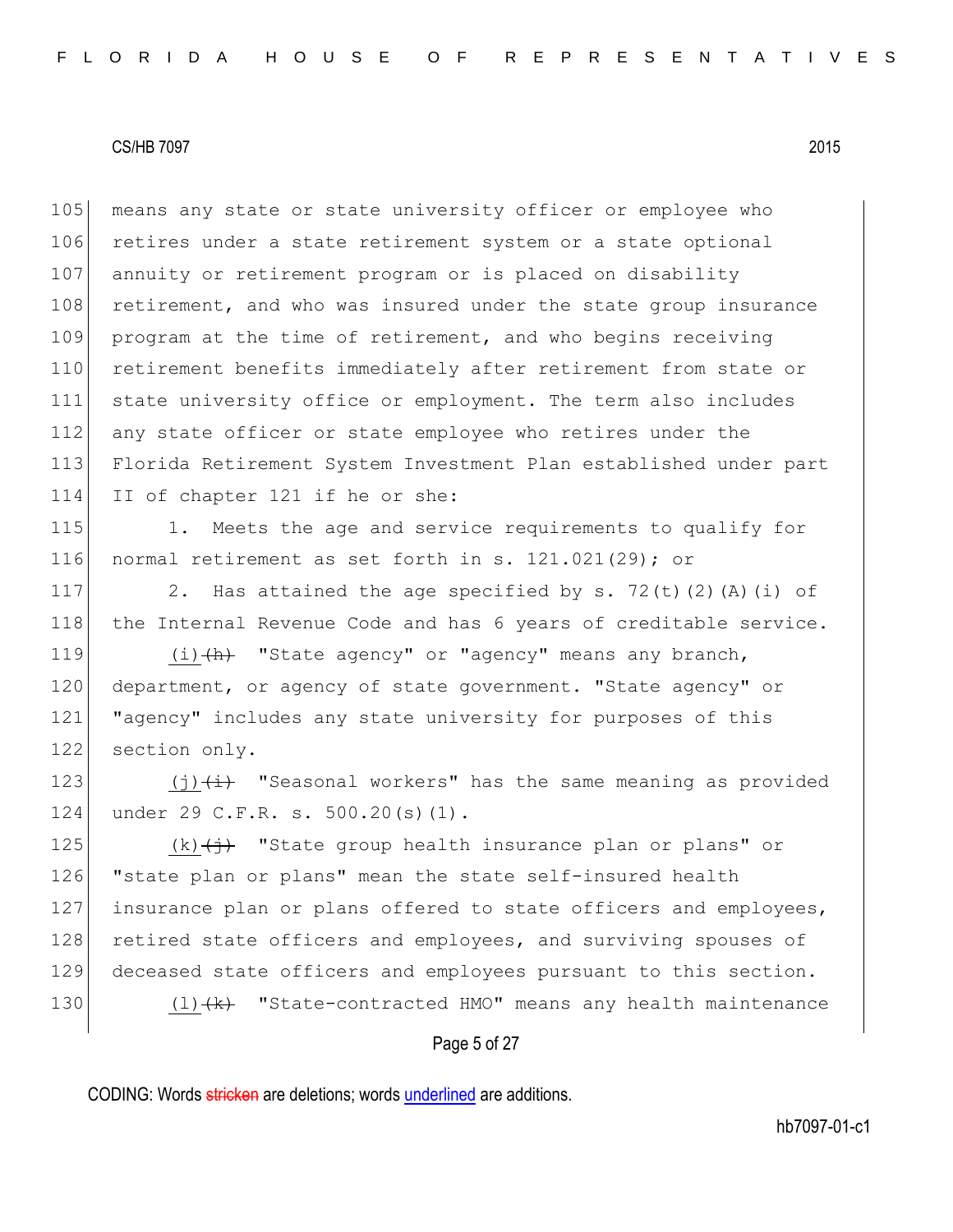means any state or state university officer or employee who retires under a state retirement system or a state optional annuity or retirement program or is placed on disability retirement, and who was insured under the state group insurance program at the time of retirement, and who begins receiving retirement benefits immediately after retirement from state or state university office or employment. The term also includes any state officer or state employee who retires under the Florida Retirement System Investment Plan established under part II of chapter 121 if he or she:

1. Meets the age and service requirements to qualify for normal retirement as set forth in s. 121.021(29); or

2. Has attained the age specified by s. 72(t)(2)(A)(i) of the Internal Revenue Code and has 6 years of creditable service.

<u>(i)</u>~~(h)~~ "State agency" or "agency" means any branch, department, or agency of state government. "State agency" or "agency" includes any state university for purposes of this section only.

<u>(j)</u>~~(i)~~ "Seasonal workers" has the same meaning as provided under 29 C.F.R. s. 500.20(s)(1).

<u>(k)</u>~~(j)~~ "State group health insurance plan or plans" or "state plan or plans" mean the state self-insured health insurance plan or plans offered to state officers and employees, retired state officers and employees, and surviving spouses of deceased state officers and employees pursuant to this section.

<u>(l)</u>~~(k)~~ "State-contracted HMO" means any health maintenance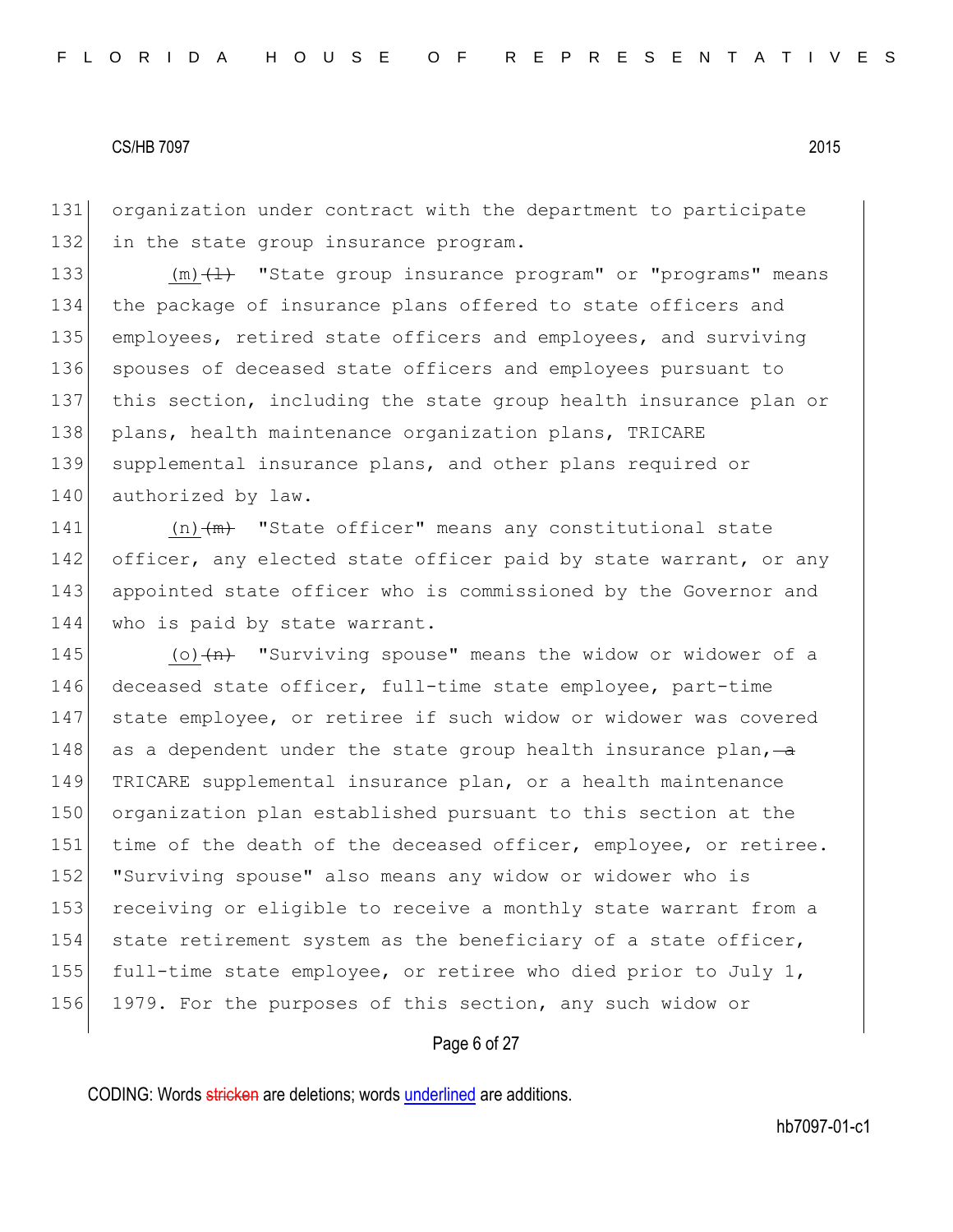organization under contract with the department to participate in the state group insurance program.

(m) ~~(l)~~ "State group insurance program" or "programs" means the package of insurance plans offered to state officers and employees, retired state officers and employees, and surviving spouses of deceased state officers and employees pursuant to this section, including the state group health insurance plan or plans, health maintenance organization plans, TRICARE supplemental insurance plans, and other plans required or authorized by law.

(n) ~~(m)~~ "State officer" means any constitutional state officer, any elected state officer paid by state warrant, or any appointed state officer who is commissioned by the Governor and who is paid by state warrant.

(o) ~~(n)~~ "Surviving spouse" means the widow or widower of a deceased state officer, full-time state employee, part-time state employee, or retiree if such widow or widower was covered as a dependent under the state group health insurance plan, ~~a~~ TRICARE supplemental insurance plan, or a health maintenance organization plan established pursuant to this section at the time of the death of the deceased officer, employee, or retiree. "Surviving spouse" also means any widow or widower who is receiving or eligible to receive a monthly state warrant from a state retirement system as the beneficiary of a state officer, full-time state employee, or retiree who died prior to July 1, 1979. For the purposes of this section, any such widow or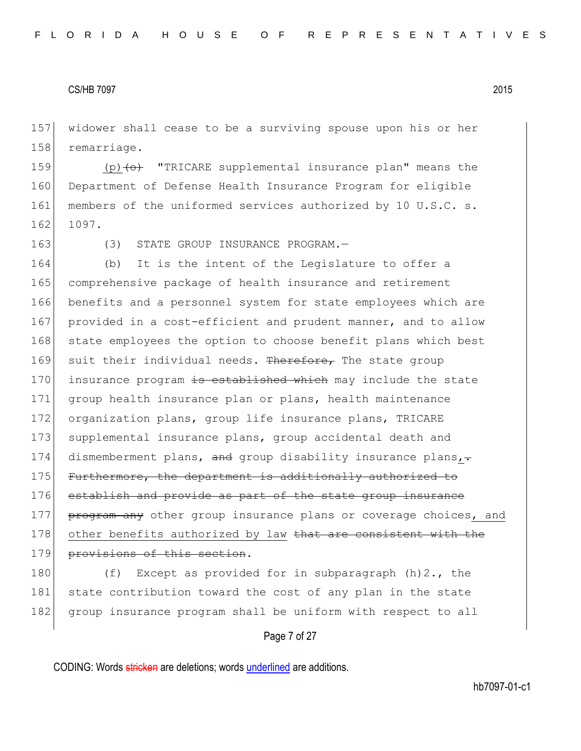157 widower shall cease to be a surviving spouse upon his or her
158 remarriage.

159 (p) ~~(o)~~ "TRICARE supplemental insurance plan" means the
160 Department of Defense Health Insurance Program for eligible
161 members of the uniformed services authorized by 10 U.S.C. s.
162 1097.

163 (3) STATE GROUP INSURANCE PROGRAM.—

164 (b) It is the intent of the Legislature to offer a
165 comprehensive package of health insurance and retirement
166 benefits and a personnel system for state employees which are
167 provided in a cost-efficient and prudent manner, and to allow
168 state employees the option to choose benefit plans which best
169 suit their individual needs. ~~Therefore,~~ The state group
170 insurance program ~~is established which~~ may include the state
171 group health insurance plan or plans, health maintenance
172 organization plans, group life insurance plans, TRICARE
173 supplemental insurance plans, group accidental death and
174 dismemberment plans, ~~and~~ group disability insurance plans, ~~.~~
175 ~~Furthermore, the department is additionally authorized to~~
176 ~~establish and provide as part of the state group insurance~~
177 ~~program any~~ other group insurance plans or coverage choices, and
178 other benefits authorized by law ~~that are consistent with the~~
179 ~~provisions of this section~~.

180 (f) Except as provided for in subparagraph (h)2., the
181 state contribution toward the cost of any plan in the state
182 group insurance program shall be uniform with respect to all

CODING: Words ~~stricken~~ are deletions; words underlined are additions.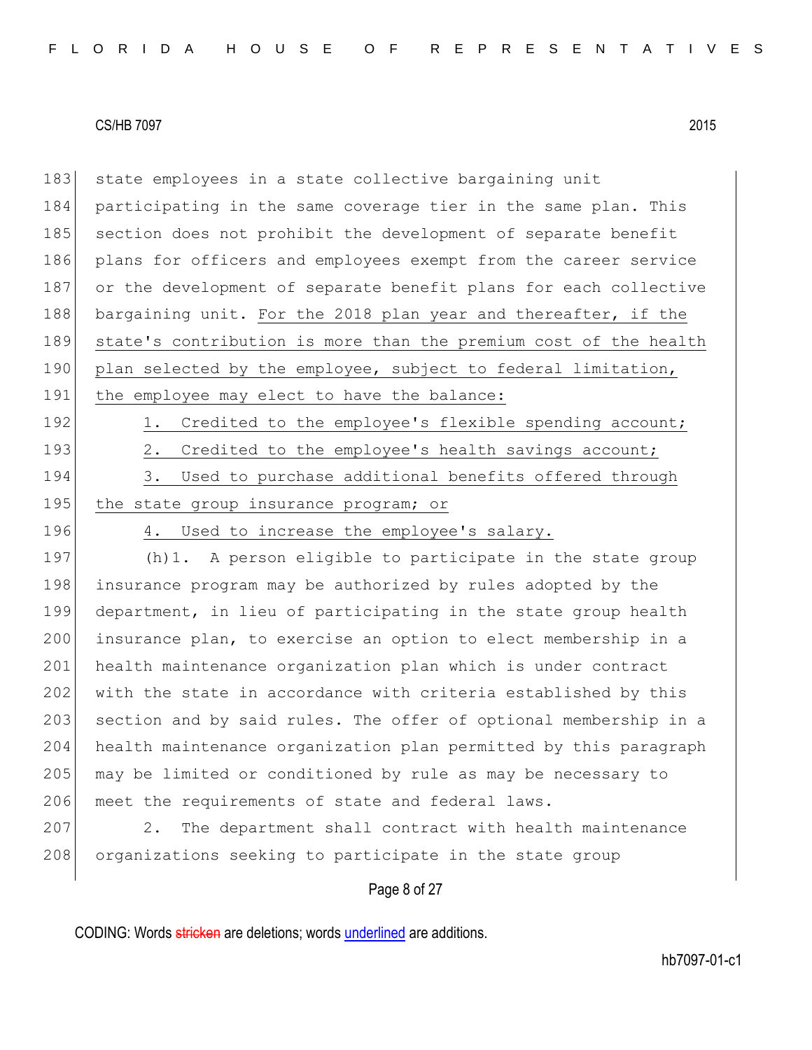state employees in a state collective bargaining unit participating in the same coverage tier in the same plan. This section does not prohibit the development of separate benefit plans for officers and employees exempt from the career service or the development of separate benefit plans for each collective bargaining unit. <u>For the 2018 plan year and thereafter, if the state's contribution is more than the premium cost of the health plan selected by the employee, subject to federal limitation, the employee may elect to have the balance:</u>

<u>1. Credited to the employee's flexible spending account;</u>

<u>2. Credited to the employee's health savings account;</u>

<u>3. Used to purchase additional benefits offered through the state group insurance program; or</u>

<u>4. Used to increase the employee's salary.</u>

(h)1. A person eligible to participate in the state group insurance program may be authorized by rules adopted by the department, in lieu of participating in the state group health insurance plan, to exercise an option to elect membership in a health maintenance organization plan which is under contract with the state in accordance with criteria established by this section and by said rules. The offer of optional membership in a health maintenance organization plan permitted by this paragraph may be limited or conditioned by rule as may be necessary to meet the requirements of state and federal laws.

2. The department shall contract with health maintenance organizations seeking to participate in the state group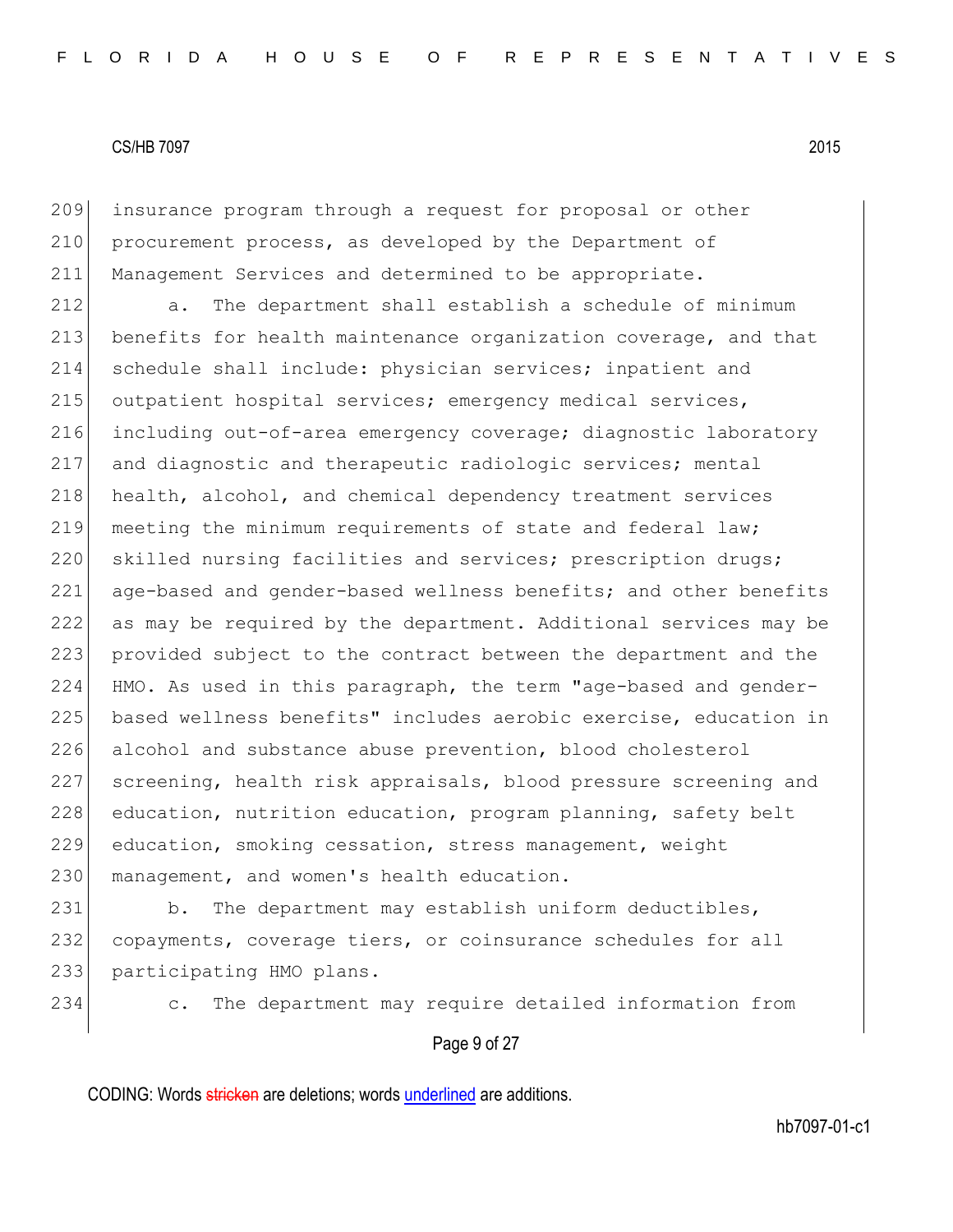insurance program through a request for proposal or other procurement process, as developed by the Department of Management Services and determined to be appropriate.

a. The department shall establish a schedule of minimum benefits for health maintenance organization coverage, and that schedule shall include: physician services; inpatient and outpatient hospital services; emergency medical services, including out-of-area emergency coverage; diagnostic laboratory and diagnostic and therapeutic radiologic services; mental health, alcohol, and chemical dependency treatment services meeting the minimum requirements of state and federal law; skilled nursing facilities and services; prescription drugs; age-based and gender-based wellness benefits; and other benefits as may be required by the department. Additional services may be provided subject to the contract between the department and the HMO. As used in this paragraph, the term "age-based and gender-based wellness benefits" includes aerobic exercise, education in alcohol and substance abuse prevention, blood cholesterol screening, health risk appraisals, blood pressure screening and education, nutrition education, program planning, safety belt education, smoking cessation, stress management, weight management, and women's health education.

b. The department may establish uniform deductibles, copayments, coverage tiers, or coinsurance schedules for all participating HMO plans.

c. The department may require detailed information from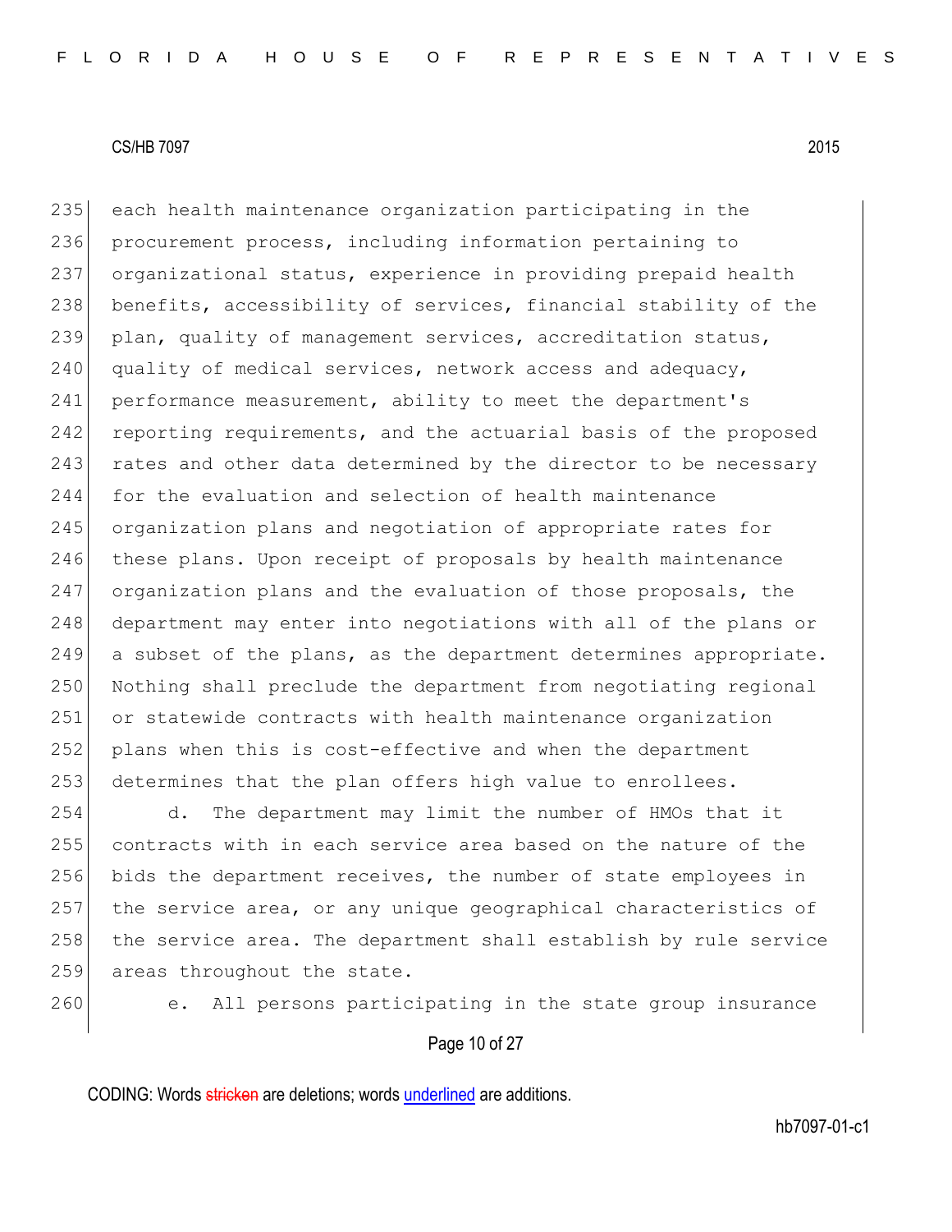each health maintenance organization participating in the procurement process, including information pertaining to organizational status, experience in providing prepaid health benefits, accessibility of services, financial stability of the plan, quality of management services, accreditation status, quality of medical services, network access and adequacy, performance measurement, ability to meet the department's reporting requirements, and the actuarial basis of the proposed rates and other data determined by the director to be necessary for the evaluation and selection of health maintenance organization plans and negotiation of appropriate rates for these plans. Upon receipt of proposals by health maintenance organization plans and the evaluation of those proposals, the department may enter into negotiations with all of the plans or a subset of the plans, as the department determines appropriate. Nothing shall preclude the department from negotiating regional or statewide contracts with health maintenance organization plans when this is cost-effective and when the department determines that the plan offers high value to enrollees.

d. The department may limit the number of HMOs that it contracts with in each service area based on the nature of the bids the department receives, the number of state employees in the service area, or any unique geographical characteristics of the service area. The department shall establish by rule service areas throughout the state.

e. All persons participating in the state group insurance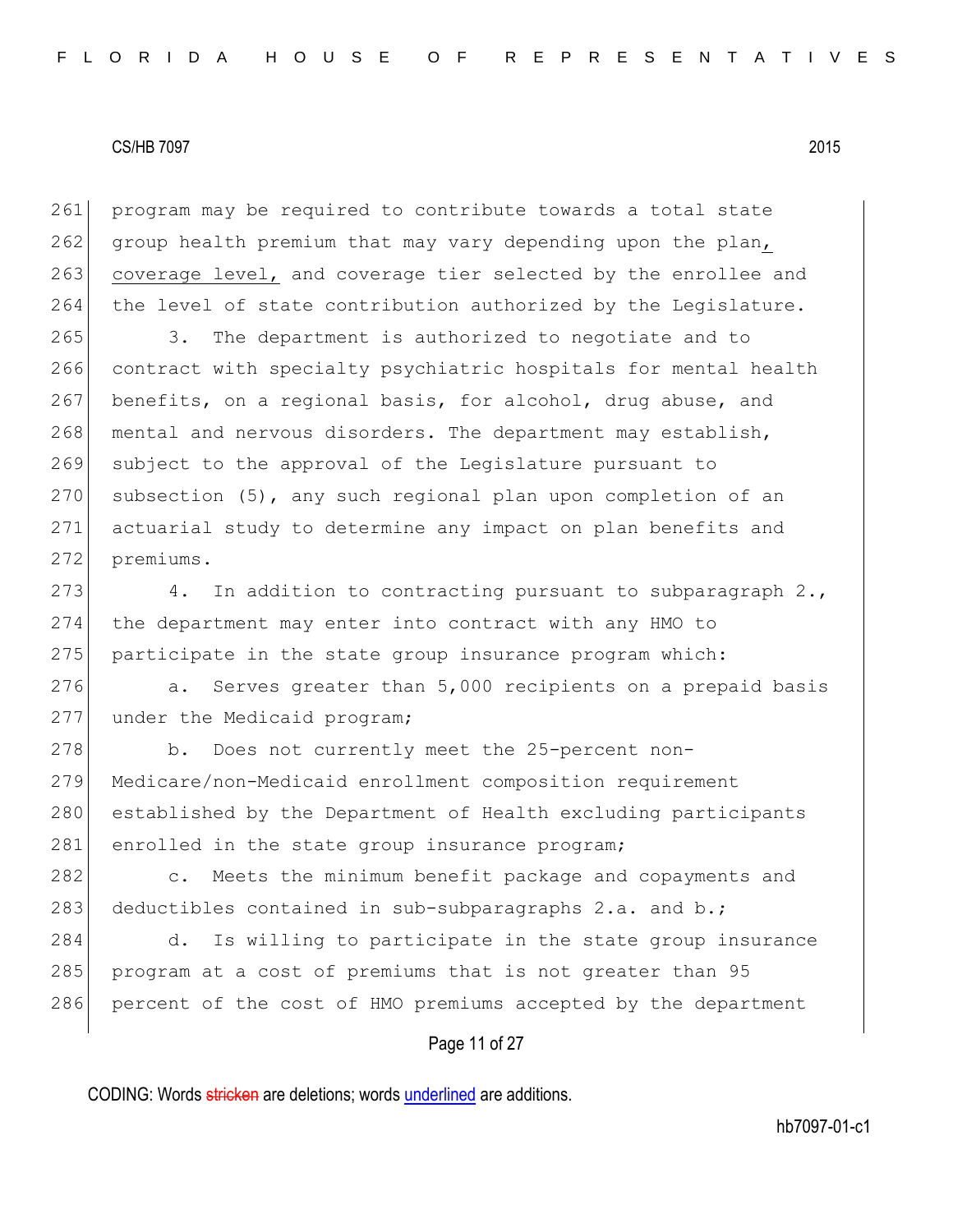261 program may be required to contribute towards a total state
262 group health premium that may vary depending upon the plan<u>,</u>
263 <u>coverage level,</u> and coverage tier selected by the enrollee and
264 the level of state contribution authorized by the Legislature.

265 3. The department is authorized to negotiate and to
266 contract with specialty psychiatric hospitals for mental health
267 benefits, on a regional basis, for alcohol, drug abuse, and
268 mental and nervous disorders. The department may establish,
269 subject to the approval of the Legislature pursuant to
270 subsection (5), any such regional plan upon completion of an
271 actuarial study to determine any impact on plan benefits and
272 premiums.

273 4. In addition to contracting pursuant to subparagraph 2.,
274 the department may enter into contract with any HMO to
275 participate in the state group insurance program which:

276 a. Serves greater than 5,000 recipients on a prepaid basis
277 under the Medicaid program;

278 b. Does not currently meet the 25-percent non-
279 Medicare/non-Medicaid enrollment composition requirement
280 established by the Department of Health excluding participants
281 enrolled in the state group insurance program;

282 c. Meets the minimum benefit package and copayments and
283 deductibles contained in sub-subparagraphs 2.a. and b.;

284 d. Is willing to participate in the state group insurance
285 program at a cost of premiums that is not greater than 95
286 percent of the cost of HMO premiums accepted by the department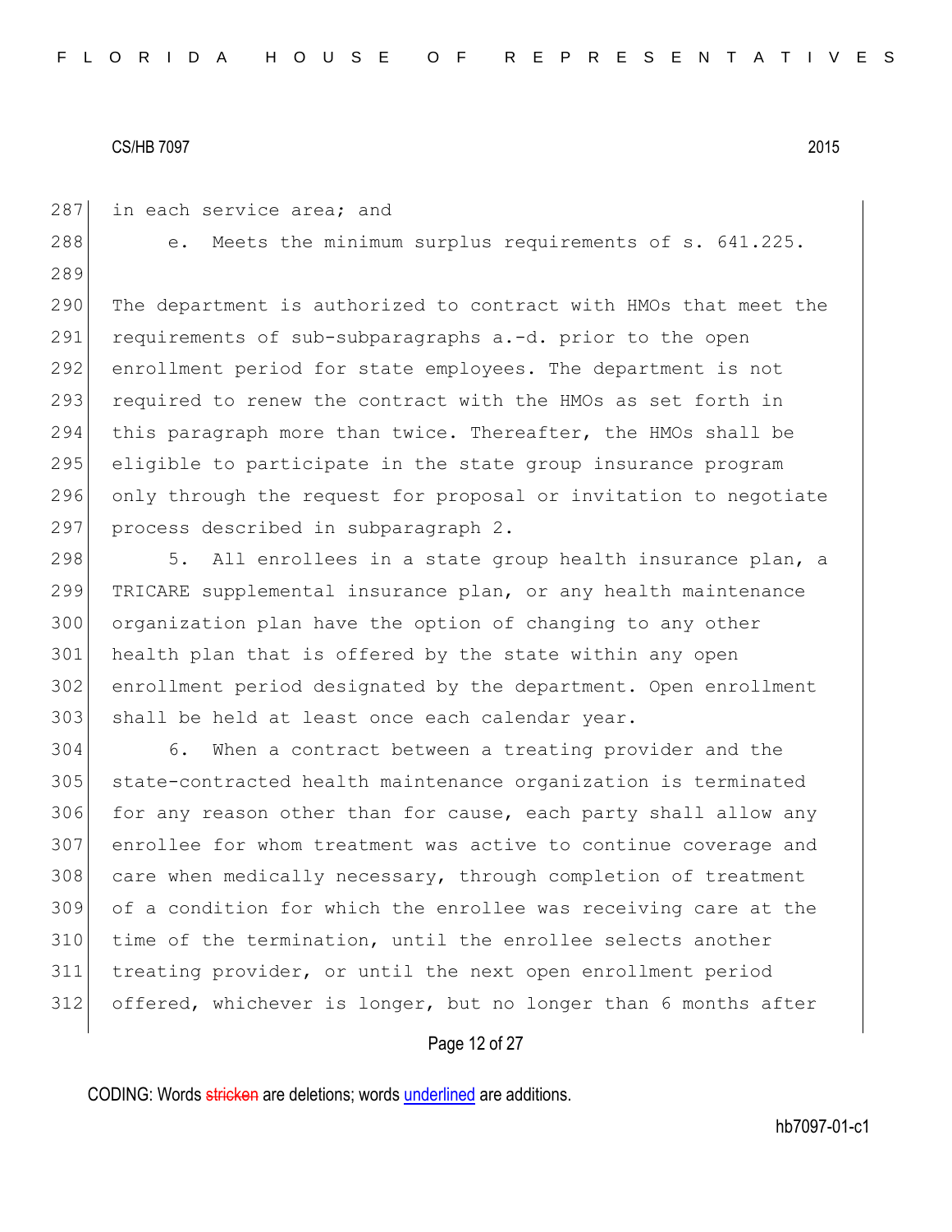in each service area; and

e. Meets the minimum surplus requirements of s. 641.225.

The department is authorized to contract with HMOs that meet the requirements of sub-subparagraphs a.-d. prior to the open enrollment period for state employees. The department is not required to renew the contract with the HMOs as set forth in this paragraph more than twice. Thereafter, the HMOs shall be eligible to participate in the state group insurance program only through the request for proposal or invitation to negotiate process described in subparagraph 2.

5. All enrollees in a state group health insurance plan, a TRICARE supplemental insurance plan, or any health maintenance organization plan have the option of changing to any other health plan that is offered by the state within any open enrollment period designated by the department. Open enrollment shall be held at least once each calendar year.

6. When a contract between a treating provider and the state-contracted health maintenance organization is terminated for any reason other than for cause, each party shall allow any enrollee for whom treatment was active to continue coverage and care when medically necessary, through completion of treatment of a condition for which the enrollee was receiving care at the time of the termination, until the enrollee selects another treating provider, or until the next open enrollment period offered, whichever is longer, but no longer than 6 months after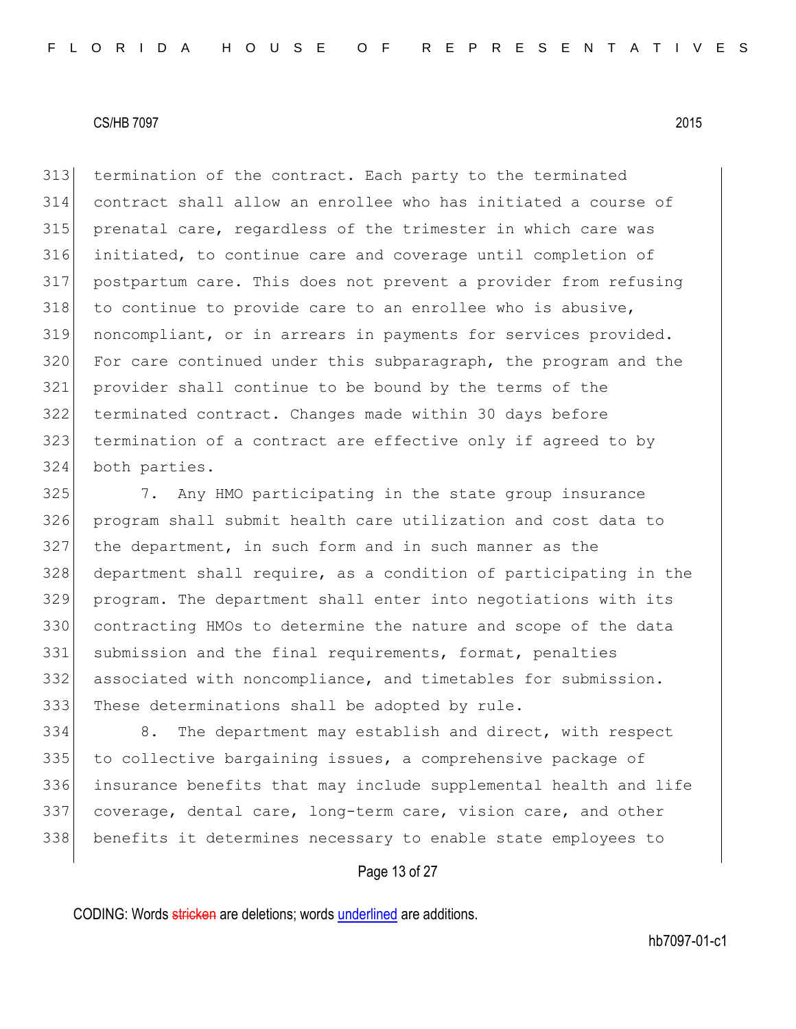termination of the contract. Each party to the terminated contract shall allow an enrollee who has initiated a course of prenatal care, regardless of the trimester in which care was initiated, to continue care and coverage until completion of postpartum care. This does not prevent a provider from refusing to continue to provide care to an enrollee who is abusive, noncompliant, or in arrears in payments for services provided. For care continued under this subparagraph, the program and the provider shall continue to be bound by the terms of the terminated contract. Changes made within 30 days before termination of a contract are effective only if agreed to by both parties.

7. Any HMO participating in the state group insurance program shall submit health care utilization and cost data to the department, in such form and in such manner as the department shall require, as a condition of participating in the program. The department shall enter into negotiations with its contracting HMOs to determine the nature and scope of the data submission and the final requirements, format, penalties associated with noncompliance, and timetables for submission. These determinations shall be adopted by rule.

8. The department may establish and direct, with respect to collective bargaining issues, a comprehensive package of insurance benefits that may include supplemental health and life coverage, dental care, long-term care, vision care, and other benefits it determines necessary to enable state employees to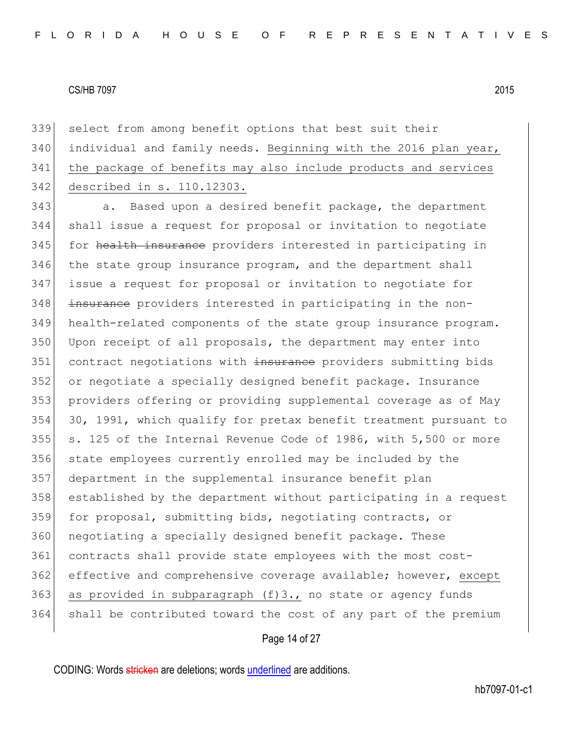339 select from among benefit options that best suit their
340 individual and family needs. <u>Beginning with the 2016 plan year,</u>
341 <u>the package of benefits may also include products and services</u>
342 <u>described in s. 110.12303.</u>

343 a. Based upon a desired benefit package, the department
344 shall issue a request for proposal or invitation to negotiate
345 for ~~health insurance~~ providers interested in participating in
346 the state group insurance program, and the department shall
347 issue a request for proposal or invitation to negotiate for
348 ~~insurance~~ providers interested in participating in the non-
349 health-related components of the state group insurance program.
350 Upon receipt of all proposals, the department may enter into
351 contract negotiations with ~~insurance~~ providers submitting bids
352 or negotiate a specially designed benefit package. Insurance
353 providers offering or providing supplemental coverage as of May
354 30, 1991, which qualify for pretax benefit treatment pursuant to
355 s. 125 of the Internal Revenue Code of 1986, with 5,500 or more
356 state employees currently enrolled may be included by the
357 department in the supplemental insurance benefit plan
358 established by the department without participating in a request
359 for proposal, submitting bids, negotiating contracts, or
360 negotiating a specially designed benefit package. These
361 contracts shall provide state employees with the most cost-
362 effective and comprehensive coverage available; however, <u>except</u>
363 <u>as provided in subparagraph (f)3.,</u> no state or agency funds
364 shall be contributed toward the cost of any part of the premium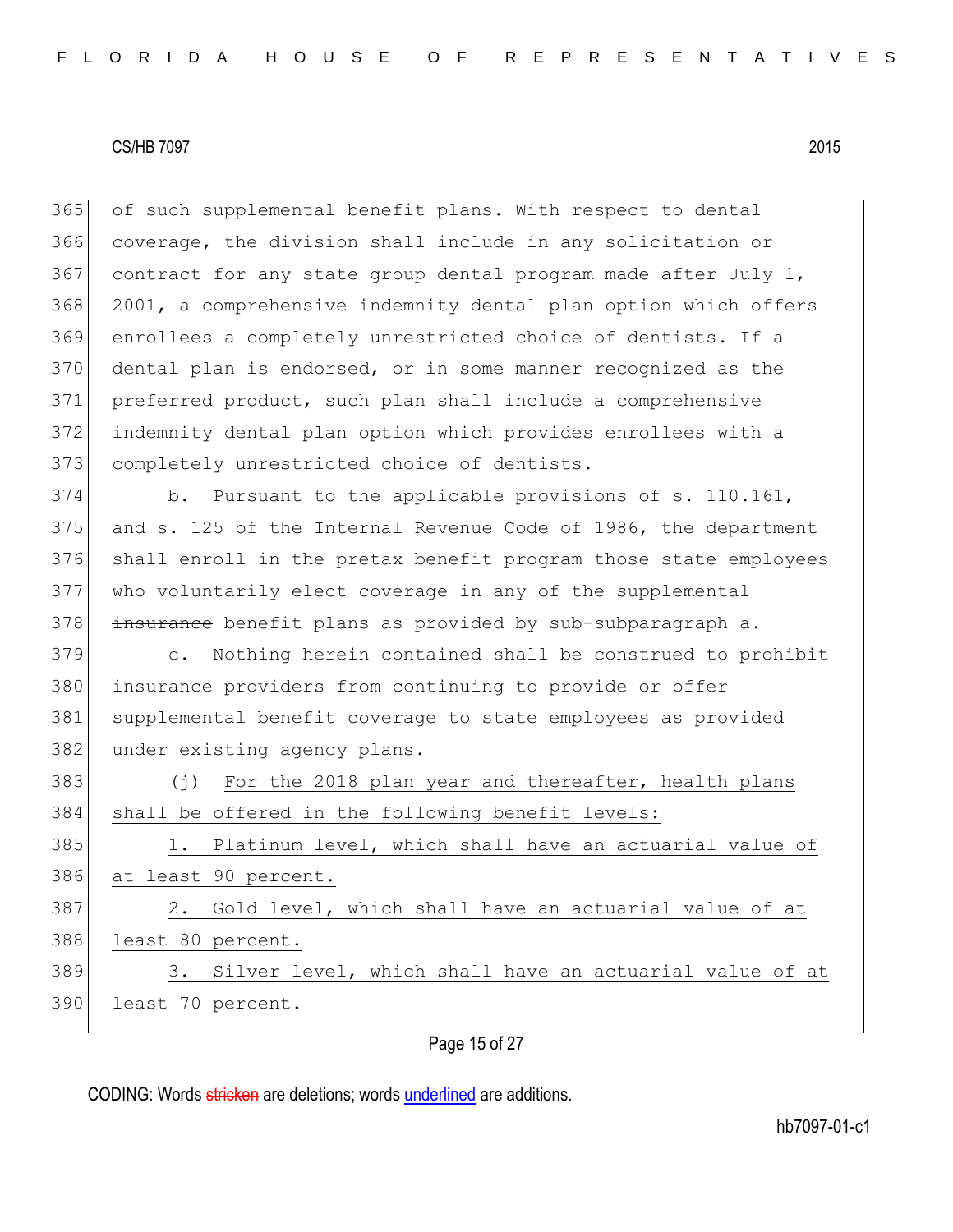of such supplemental benefit plans. With respect to dental coverage, the division shall include in any solicitation or contract for any state group dental program made after July 1, 2001, a comprehensive indemnity dental plan option which offers enrollees a completely unrestricted choice of dentists. If a dental plan is endorsed, or in some manner recognized as the preferred product, such plan shall include a comprehensive indemnity dental plan option which provides enrollees with a completely unrestricted choice of dentists.

b. Pursuant to the applicable provisions of s. 110.161, and s. 125 of the Internal Revenue Code of 1986, the department shall enroll in the pretax benefit program those state employees who voluntarily elect coverage in any of the supplemental ~~insurance~~ benefit plans as provided by sub-subparagraph a.

c. Nothing herein contained shall be construed to prohibit insurance providers from continuing to provide or offer supplemental benefit coverage to state employees as provided under existing agency plans.

(j) <u>For the 2018 plan year and thereafter, health plans shall be offered in the following benefit levels:</u>

<u>1. Platinum level, which shall have an actuarial value of at least 90 percent.</u>

<u>2. Gold level, which shall have an actuarial value of at least 80 percent.</u>

<u>3. Silver level, which shall have an actuarial value of at least 70 percent.</u>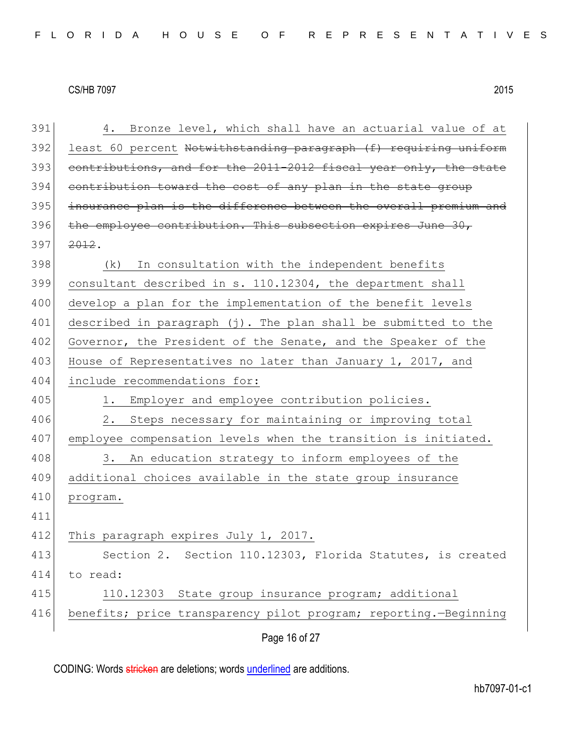4. Bronze level, which shall have an actuarial value of at least 60 percent ~~Notwithstanding paragraph (f) requiring uniform contributions, and for the 2011-2012 fiscal year only, the state contribution toward the cost of any plan in the state group insurance plan is the difference between the overall premium and the employee contribution. This subsection expires June 30, 2012~~.

(k) In consultation with the independent benefits consultant described in s. 110.12304, the department shall develop a plan for the implementation of the benefit levels described in paragraph (j). The plan shall be submitted to the Governor, the President of the Senate, and the Speaker of the House of Representatives no later than January 1, 2017, and include recommendations for:

1. Employer and employee contribution policies.

2. Steps necessary for maintaining or improving total employee compensation levels when the transition is initiated.

3. An education strategy to inform employees of the additional choices available in the state group insurance program.

This paragraph expires July 1, 2017.

Section 2. Section 110.12303, Florida Statutes, is created to read:

110.12303 State group insurance program; additional benefits; price transparency pilot program; reporting.—Beginning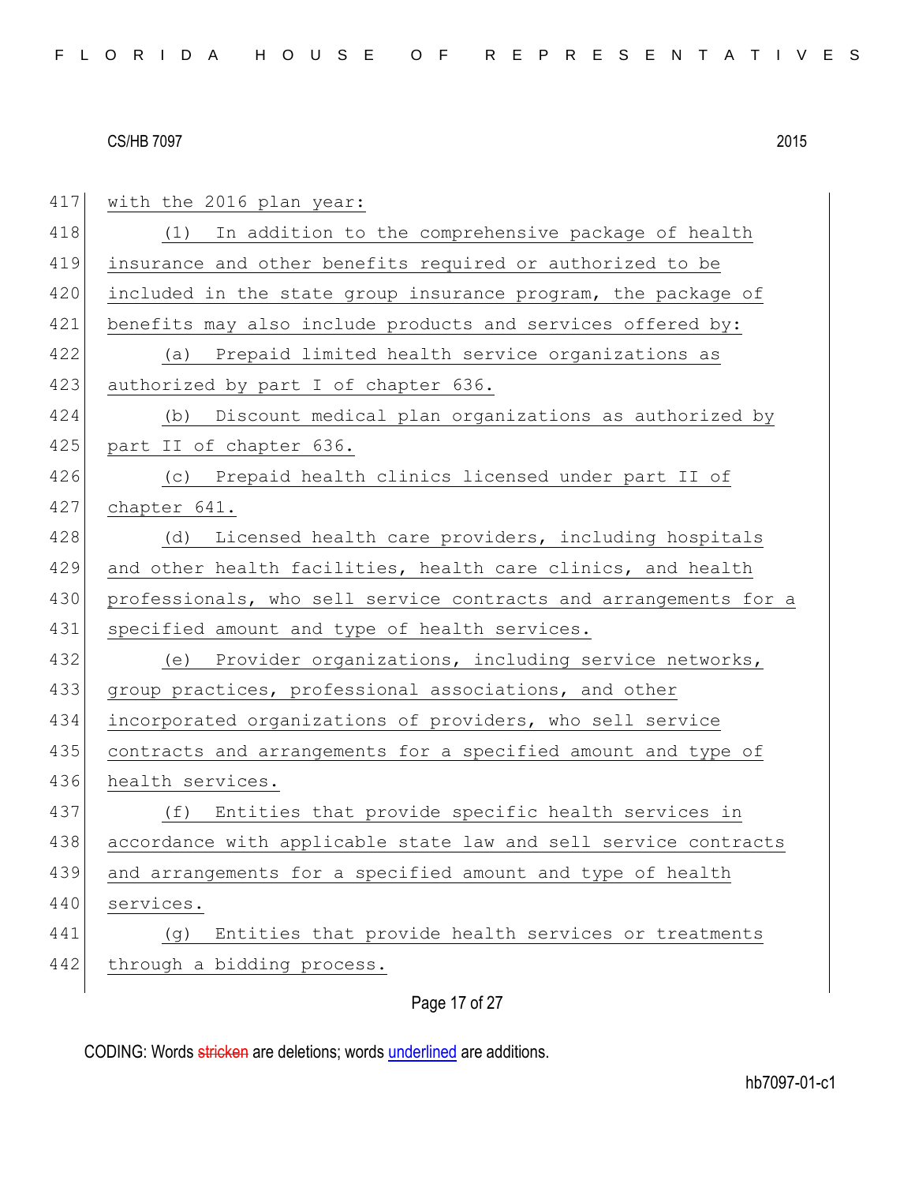with the 2016 plan year:

(1) In addition to the comprehensive package of health insurance and other benefits required or authorized to be included in the state group insurance program, the package of benefits may also include products and services offered by:

(a) Prepaid limited health service organizations as authorized by part I of chapter 636.

(b) Discount medical plan organizations as authorized by part II of chapter 636.

(c) Prepaid health clinics licensed under part II of chapter 641.

(d) Licensed health care providers, including hospitals and other health facilities, health care clinics, and health professionals, who sell service contracts and arrangements for a specified amount and type of health services.

(e) Provider organizations, including service networks, group practices, professional associations, and other incorporated organizations of providers, who sell service contracts and arrangements for a specified amount and type of health services.

(f) Entities that provide specific health services in accordance with applicable state law and sell service contracts and arrangements for a specified amount and type of health services.

(g) Entities that provide health services or treatments through a bidding process.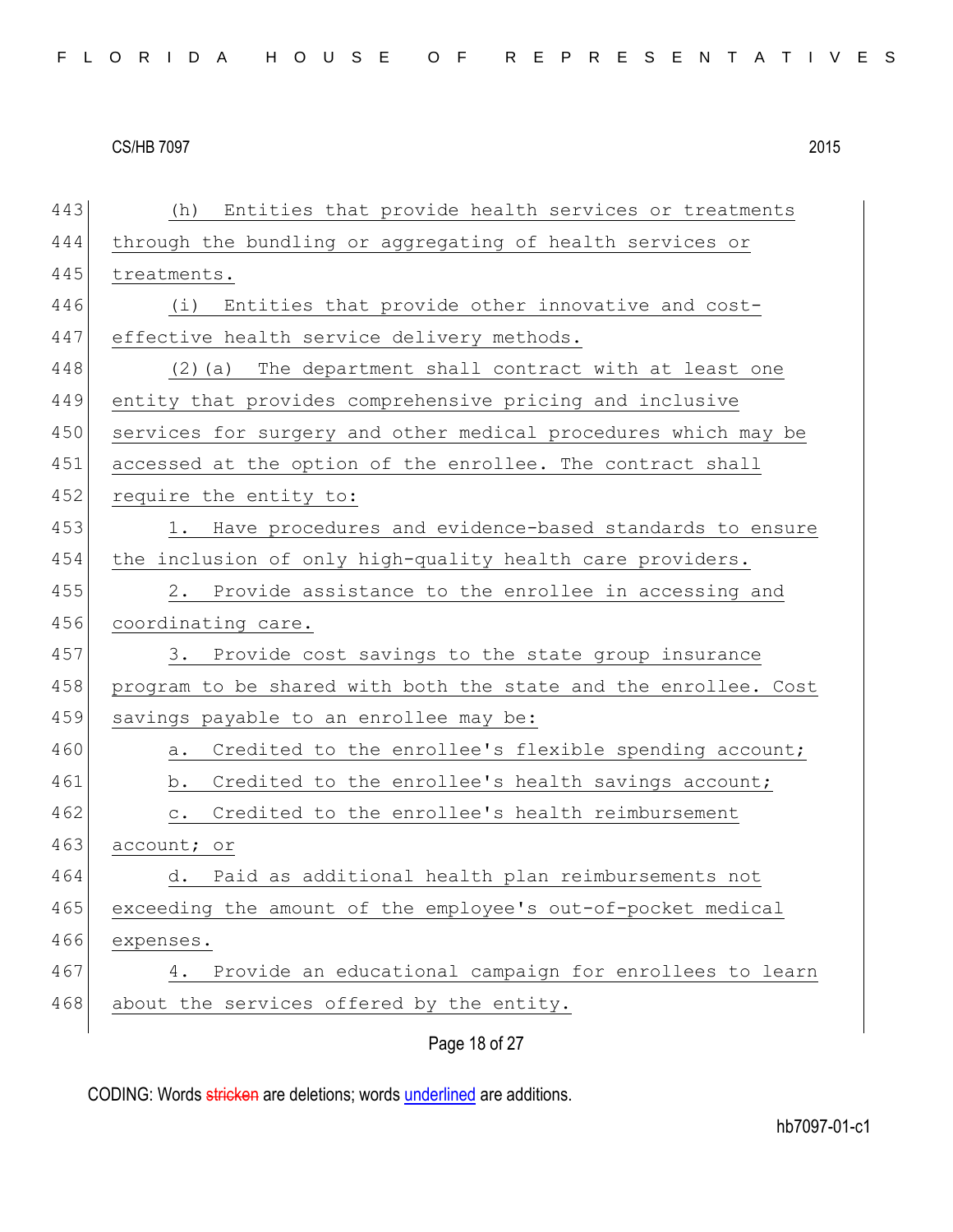(h) Entities that provide health services or treatments through the bundling or aggregating of health services or treatments.

(i) Entities that provide other innovative and cost-effective health service delivery methods.

(2)(a) The department shall contract with at least one entity that provides comprehensive pricing and inclusive services for surgery and other medical procedures which may be accessed at the option of the enrollee. The contract shall require the entity to:

1. Have procedures and evidence-based standards to ensure the inclusion of only high-quality health care providers.

2. Provide assistance to the enrollee in accessing and coordinating care.

3. Provide cost savings to the state group insurance program to be shared with both the state and the enrollee. Cost savings payable to an enrollee may be:

a. Credited to the enrollee's flexible spending account;

b. Credited to the enrollee's health savings account;

c. Credited to the enrollee's health reimbursement account; or

d. Paid as additional health plan reimbursements not exceeding the amount of the employee's out-of-pocket medical expenses.

4. Provide an educational campaign for enrollees to learn about the services offered by the entity.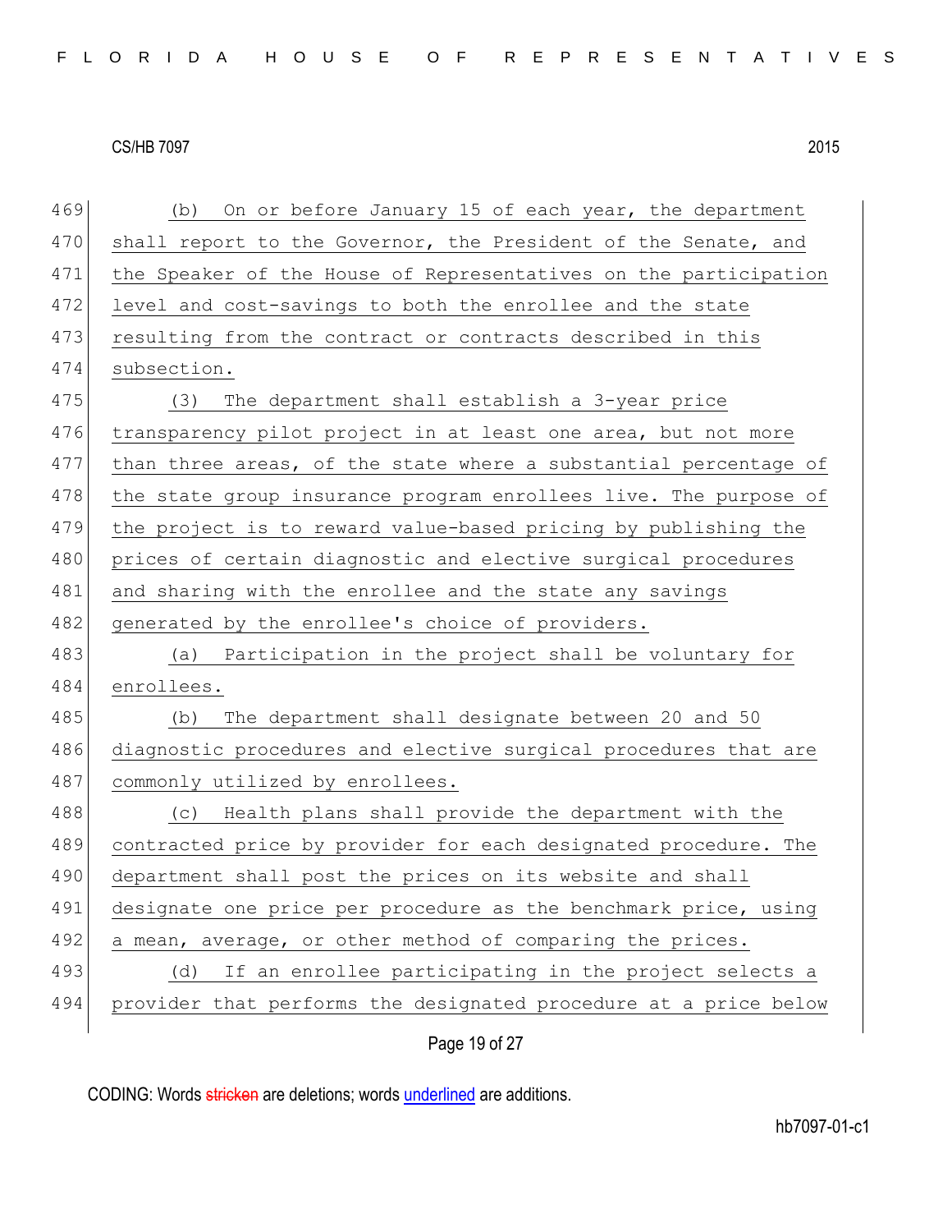(b) On or before January 15 of each year, the department shall report to the Governor, the President of the Senate, and the Speaker of the House of Representatives on the participation level and cost-savings to both the enrollee and the state resulting from the contract or contracts described in this subsection.

(3) The department shall establish a 3-year price transparency pilot project in at least one area, but not more than three areas, of the state where a substantial percentage of the state group insurance program enrollees live. The purpose of the project is to reward value-based pricing by publishing the prices of certain diagnostic and elective surgical procedures and sharing with the enrollee and the state any savings generated by the enrollee's choice of providers.

(a) Participation in the project shall be voluntary for enrollees.

(b) The department shall designate between 20 and 50 diagnostic procedures and elective surgical procedures that are commonly utilized by enrollees.

(c) Health plans shall provide the department with the contracted price by provider for each designated procedure. The department shall post the prices on its website and shall designate one price per procedure as the benchmark price, using a mean, average, or other method of comparing the prices.

(d) If an enrollee participating in the project selects a provider that performs the designated procedure at a price below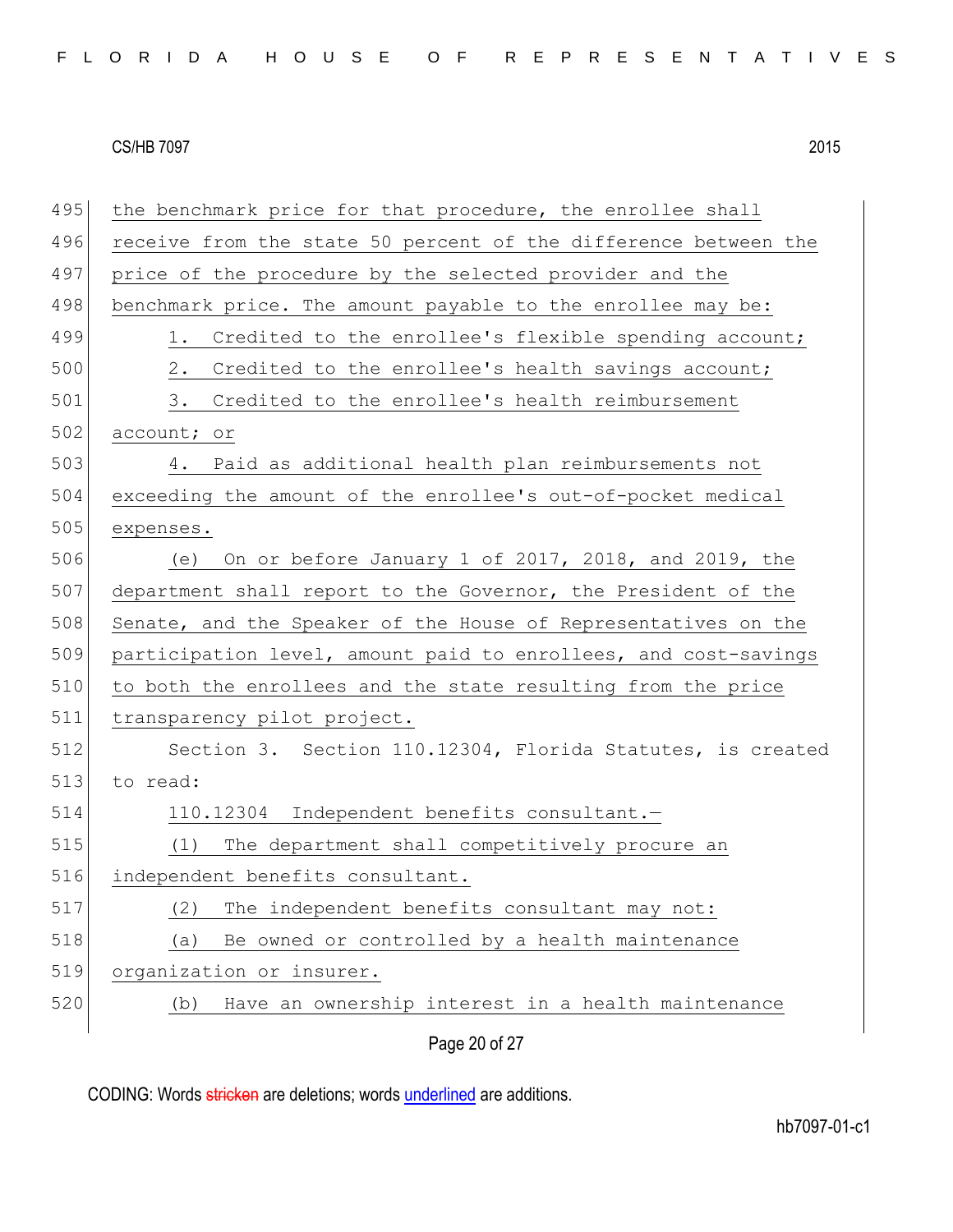the benchmark price for that procedure, the enrollee shall receive from the state 50 percent of the difference between the price of the procedure by the selected provider and the benchmark price. The amount payable to the enrollee may be:

1. Credited to the enrollee's flexible spending account;
2. Credited to the enrollee's health savings account;
3. Credited to the enrollee's health reimbursement account; or
4. Paid as additional health plan reimbursements not exceeding the amount of the enrollee's out-of-pocket medical expenses.

(e) On or before January 1 of 2017, 2018, and 2019, the department shall report to the Governor, the President of the Senate, and the Speaker of the House of Representatives on the participation level, amount paid to enrollees, and cost-savings to both the enrollees and the state resulting from the price transparency pilot project.

Section 3. Section 110.12304, Florida Statutes, is created to read:

110.12304 Independent benefits consultant.—

(1) The department shall competitively procure an independent benefits consultant.

(2) The independent benefits consultant may not:

(a) Be owned or controlled by a health maintenance organization or insurer.

(b) Have an ownership interest in a health maintenance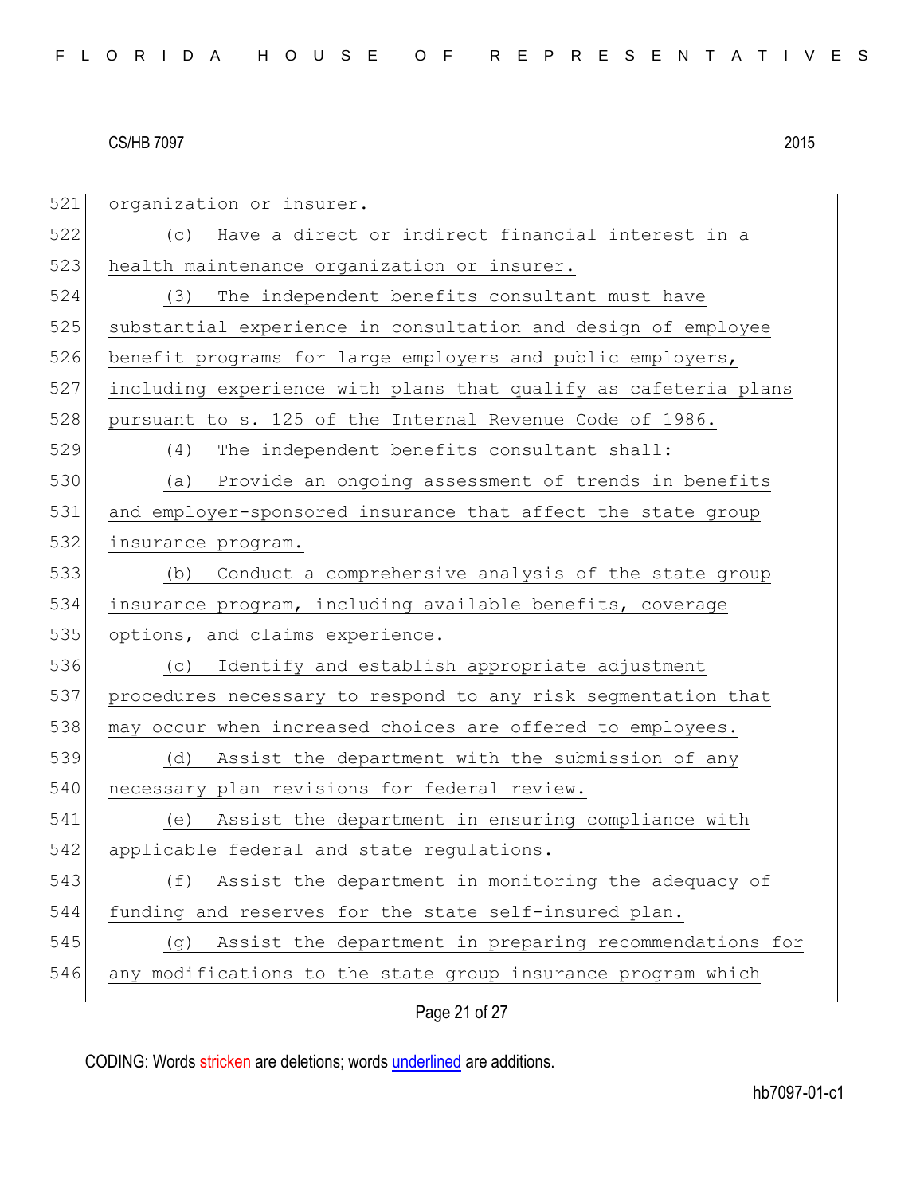organization or insurer.

(c) Have a direct or indirect financial interest in a health maintenance organization or insurer.

(3) The independent benefits consultant must have substantial experience in consultation and design of employee benefit programs for large employers and public employers, including experience with plans that qualify as cafeteria plans pursuant to s. 125 of the Internal Revenue Code of 1986.

(4) The independent benefits consultant shall:

(a) Provide an ongoing assessment of trends in benefits and employer-sponsored insurance that affect the state group insurance program.

(b) Conduct a comprehensive analysis of the state group insurance program, including available benefits, coverage options, and claims experience.

(c) Identify and establish appropriate adjustment procedures necessary to respond to any risk segmentation that may occur when increased choices are offered to employees.

(d) Assist the department with the submission of any necessary plan revisions for federal review.

(e) Assist the department in ensuring compliance with applicable federal and state regulations.

(f) Assist the department in monitoring the adequacy of funding and reserves for the state self-insured plan.

(g) Assist the department in preparing recommendations for any modifications to the state group insurance program which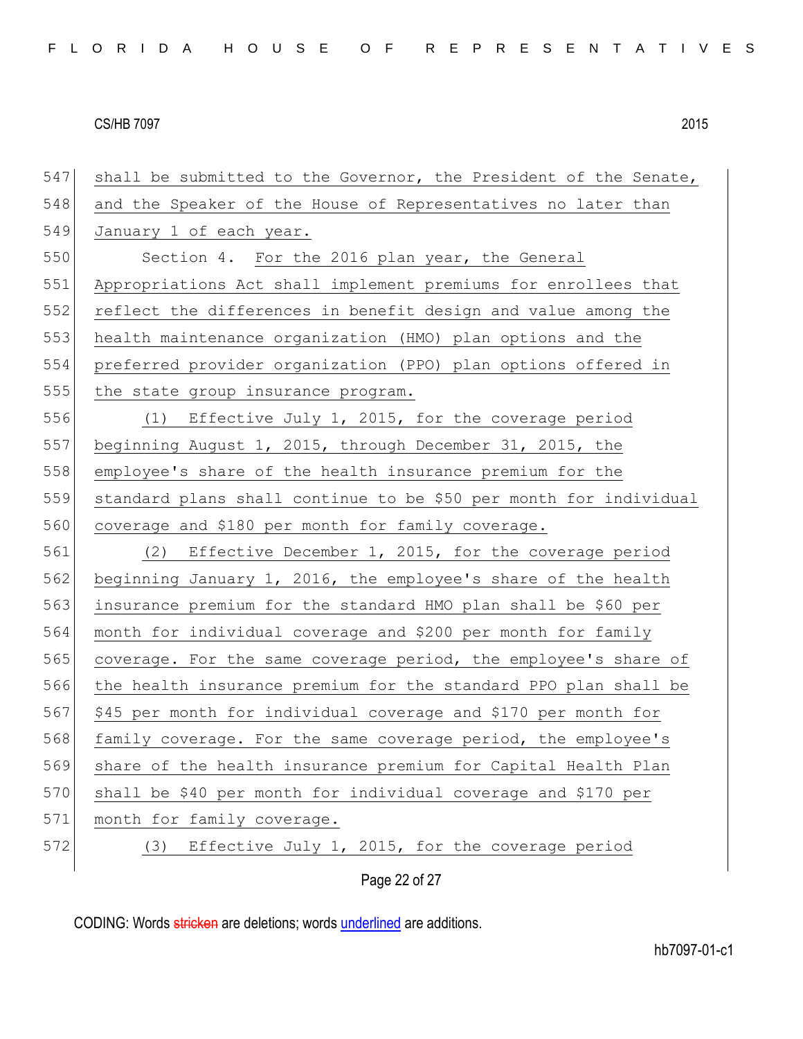shall be submitted to the Governor, the President of the Senate, and the Speaker of the House of Representatives no later than January 1 of each year.

Section 4. For the 2016 plan year, the General Appropriations Act shall implement premiums for enrollees that reflect the differences in benefit design and value among the health maintenance organization (HMO) plan options and the preferred provider organization (PPO) plan options offered in the state group insurance program.

(1) Effective July 1, 2015, for the coverage period beginning August 1, 2015, through December 31, 2015, the employee's share of the health insurance premium for the standard plans shall continue to be $50 per month for individual coverage and $180 per month for family coverage.

(2) Effective December 1, 2015, for the coverage period beginning January 1, 2016, the employee's share of the health insurance premium for the standard HMO plan shall be $60 per month for individual coverage and $200 per month for family coverage. For the same coverage period, the employee's share of the health insurance premium for the standard PPO plan shall be $45 per month for individual coverage and $170 per month for family coverage. For the same coverage period, the employee's share of the health insurance premium for Capital Health Plan shall be $40 per month for individual coverage and $170 per month for family coverage.

(3) Effective July 1, 2015, for the coverage period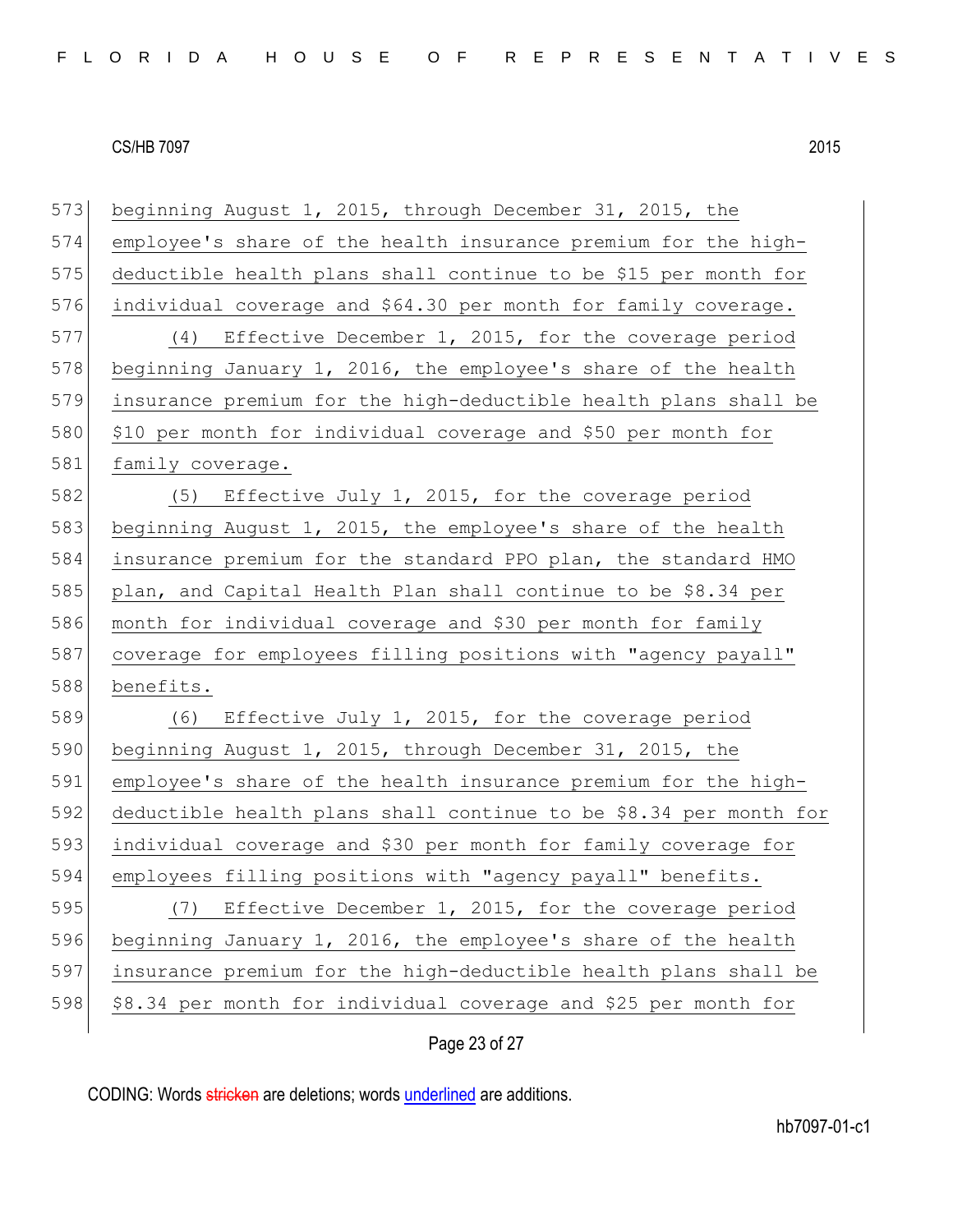beginning August 1, 2015, through December 31, 2015, the employee's share of the health insurance premium for the high-deductible health plans shall continue to be $15 per month for individual coverage and $64.30 per month for family coverage.

(4) Effective December 1, 2015, for the coverage period beginning January 1, 2016, the employee's share of the health insurance premium for the high-deductible health plans shall be $10 per month for individual coverage and $50 per month for family coverage.

(5) Effective July 1, 2015, for the coverage period beginning August 1, 2015, the employee's share of the health insurance premium for the standard PPO plan, the standard HMO plan, and Capital Health Plan shall continue to be $8.34 per month for individual coverage and $30 per month for family coverage for employees filling positions with "agency payall" benefits.

(6) Effective July 1, 2015, for the coverage period beginning August 1, 2015, through December 31, 2015, the employee's share of the health insurance premium for the high-deductible health plans shall continue to be $8.34 per month for individual coverage and $30 per month for family coverage for employees filling positions with "agency payall" benefits.

(7) Effective December 1, 2015, for the coverage period beginning January 1, 2016, the employee's share of the health insurance premium for the high-deductible health plans shall be $8.34 per month for individual coverage and $25 per month for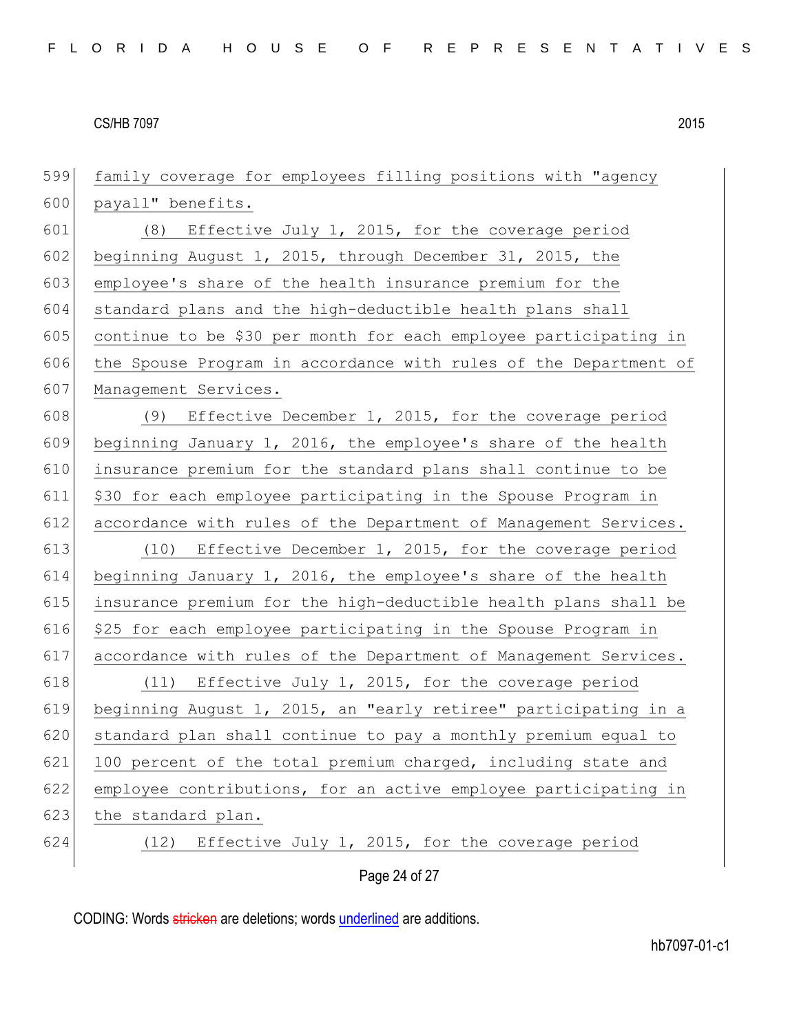family coverage for employees filling positions with "agency payall" benefits.

(8) Effective July 1, 2015, for the coverage period beginning August 1, 2015, through December 31, 2015, the employee's share of the health insurance premium for the standard plans and the high-deductible health plans shall continue to be $30 per month for each employee participating in the Spouse Program in accordance with rules of the Department of Management Services.

(9) Effective December 1, 2015, for the coverage period beginning January 1, 2016, the employee's share of the health insurance premium for the standard plans shall continue to be $30 for each employee participating in the Spouse Program in accordance with rules of the Department of Management Services.

(10) Effective December 1, 2015, for the coverage period beginning January 1, 2016, the employee's share of the health insurance premium for the high-deductible health plans shall be $25 for each employee participating in the Spouse Program in accordance with rules of the Department of Management Services.

(11) Effective July 1, 2015, for the coverage period beginning August 1, 2015, an "early retiree" participating in a standard plan shall continue to pay a monthly premium equal to 100 percent of the total premium charged, including state and employee contributions, for an active employee participating in the standard plan.

(12) Effective July 1, 2015, for the coverage period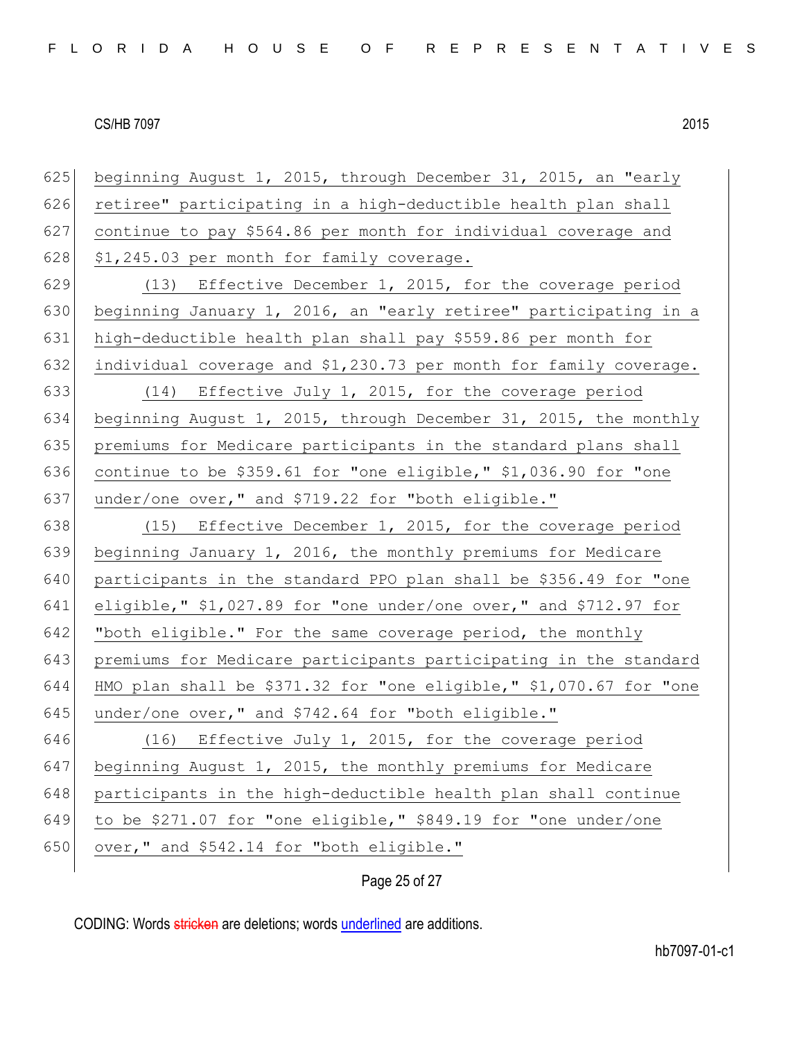beginning August 1, 2015, through December 31, 2015, an "early retiree" participating in a high-deductible health plan shall continue to pay $564.86 per month for individual coverage and $1,245.03 per month for family coverage.

(13) Effective December 1, 2015, for the coverage period beginning January 1, 2016, an "early retiree" participating in a high-deductible health plan shall pay $559.86 per month for individual coverage and $1,230.73 per month for family coverage.

(14) Effective July 1, 2015, for the coverage period beginning August 1, 2015, through December 31, 2015, the monthly premiums for Medicare participants in the standard plans shall continue to be $359.61 for "one eligible," $1,036.90 for "one under/one over," and $719.22 for "both eligible."

(15) Effective December 1, 2015, for the coverage period beginning January 1, 2016, the monthly premiums for Medicare participants in the standard PPO plan shall be $356.49 for "one eligible," $1,027.89 for "one under/one over," and $712.97 for "both eligible." For the same coverage period, the monthly premiums for Medicare participants participating in the standard HMO plan shall be $371.32 for "one eligible," $1,070.67 for "one under/one over," and $742.64 for "both eligible."

(16) Effective July 1, 2015, for the coverage period beginning August 1, 2015, the monthly premiums for Medicare participants in the high-deductible health plan shall continue to be $271.07 for "one eligible," $849.19 for "one under/one over," and $542.14 for "both eligible."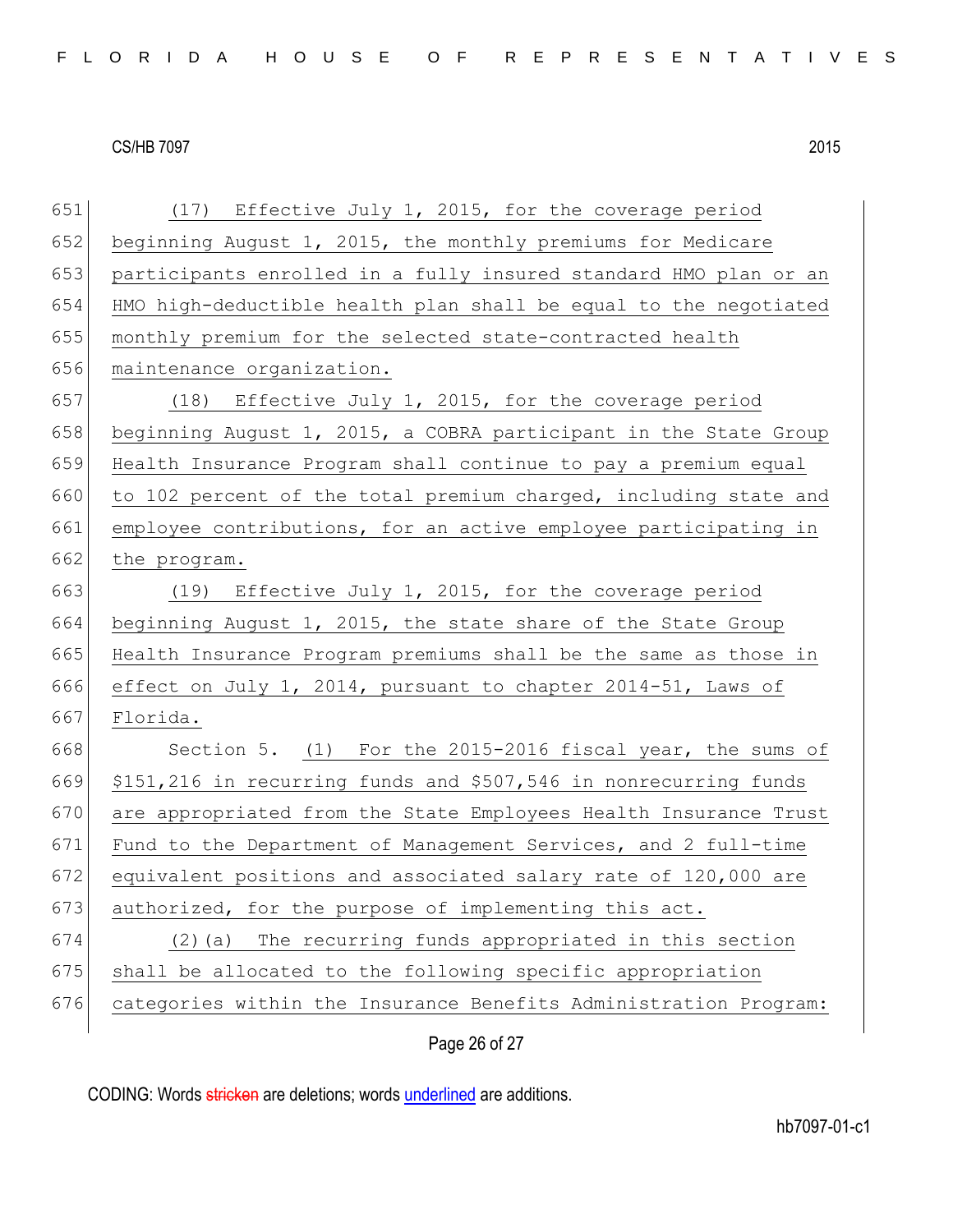(17) Effective July 1, 2015, for the coverage period beginning August 1, 2015, the monthly premiums for Medicare participants enrolled in a fully insured standard HMO plan or an HMO high-deductible health plan shall be equal to the negotiated monthly premium for the selected state-contracted health maintenance organization.

(18) Effective July 1, 2015, for the coverage period beginning August 1, 2015, a COBRA participant in the State Group Health Insurance Program shall continue to pay a premium equal to 102 percent of the total premium charged, including state and employee contributions, for an active employee participating in the program.

(19) Effective July 1, 2015, for the coverage period beginning August 1, 2015, the state share of the State Group Health Insurance Program premiums shall be the same as those in effect on July 1, 2014, pursuant to chapter 2014-51, Laws of Florida.

Section 5. (1) For the 2015-2016 fiscal year, the sums of $151,216 in recurring funds and $507,546 in nonrecurring funds are appropriated from the State Employees Health Insurance Trust Fund to the Department of Management Services, and 2 full-time equivalent positions and associated salary rate of 120,000 are authorized, for the purpose of implementing this act.

(2)(a) The recurring funds appropriated in this section shall be allocated to the following specific appropriation categories within the Insurance Benefits Administration Program: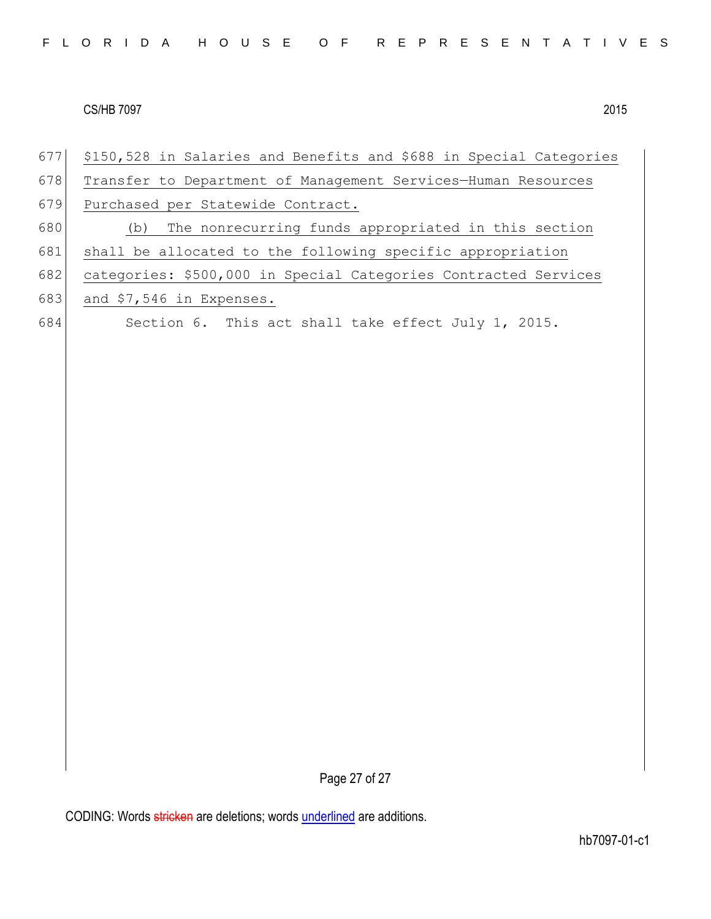$150,528 in Salaries and Benefits and $688 in Special Categories Transfer to Department of Management Services—Human Resources Purchased per Statewide Contract.

(b) The nonrecurring funds appropriated in this section shall be allocated to the following specific appropriation categories: $500,000 in Special Categories Contracted Services and $7,546 in Expenses.

Section 6. This act shall take effect July 1, 2015.

CODING: Words ~~stricken~~ are deletions; words underlined are additions.